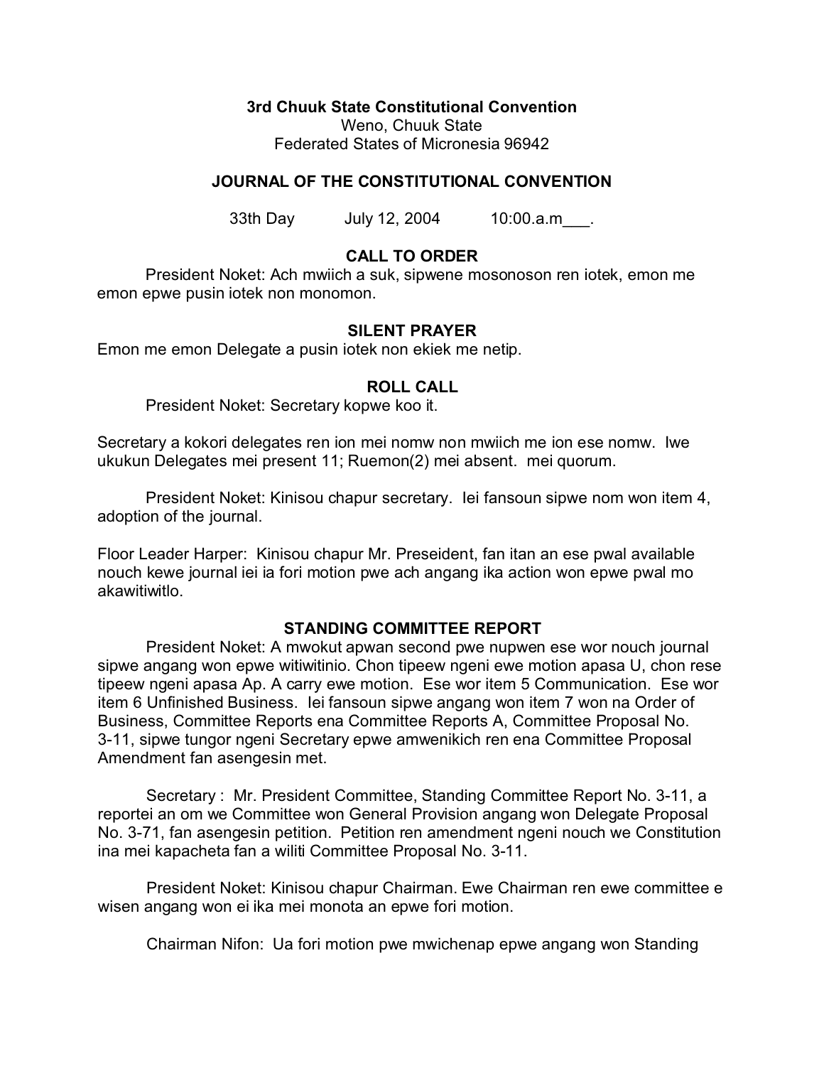**3rd Chuuk State Constitutional Convention**
Weno, Chuuk State
Federated States of Micronesia 96942

## JOURNAL OF THE CONSTITUTIONAL CONVENTION

33th Day July 12, 2004 10:00.a.m___.

### CALL TO ORDER

President Noket: Ach mwiich a suk, sipwene mosonoson ren iotek, emon me emon epwe pusin iotek non monomon.

### SILENT PRAYER

Emon me emon Delegate a pusin iotek non ekiek me netip.

### ROLL CALL

President Noket: Secretary kopwe koo it.

Secretary a kokori delegates ren ion mei nomw non mwiich me ion ese nomw. Iwe ukukun Delegates mei present 11; Ruemon(2) mei absent. mei quorum.

President Noket: Kinisou chapur secretary. Iei fansoun sipwe nom won item 4, adoption of the journal.

Floor Leader Harper: Kinisou chapur Mr. Preseident, fan itan an ese pwal available nouch kewe journal iei ia fori motion pwe ach angang ika action won epwe pwal mo akawitiwitlo.

### STANDING COMMITTEE REPORT

President Noket: A mwokut apwan second pwe nupwen ese wor nouch journal sipwe angang won epwe witiwitinio. Chon tipeew ngeni ewe motion apasa U, chon rese tipeew ngeni apasa Ap. A carry ewe motion. Ese wor item 5 Communication. Ese wor item 6 Unfinished Business. Iei fansoun sipwe angang won item 7 won na Order of Business, Committee Reports ena Committee Reports A, Committee Proposal No. 3-11, sipwe tungor ngeni Secretary epwe amwenikich ren ena Committee Proposal Amendment fan asengesin met.

Secretary : Mr. President Committee, Standing Committee Report No. 3-11, a reportei an om we Committee won General Provision angang won Delegate Proposal No. 3-71, fan asengesin petition. Petition ren amendment ngeni nouch we Constitution ina mei kapacheta fan a wiliti Committee Proposal No. 3-11.

President Noket: Kinisou chapur Chairman. Ewe Chairman ren ewe committee e wisen angang won ei ika mei monota an epwe fori motion.

Chairman Nifon: Ua fori motion pwe mwichenap epwe angang won Standing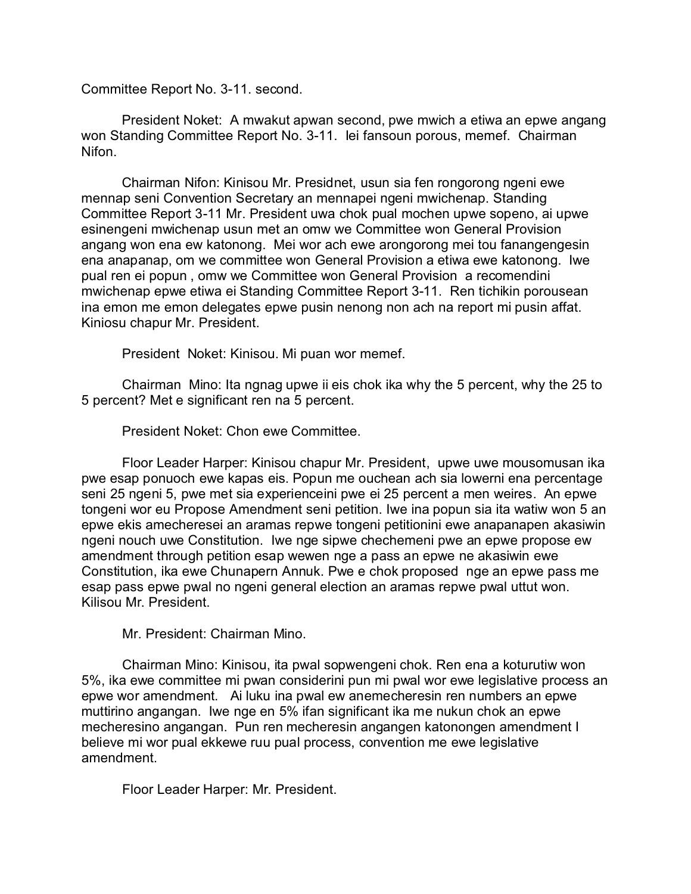Committee Report No. 3-11. second.

President Noket: A mwakut apwan second, pwe mwich a etiwa an epwe angang won Standing Committee Report No. 3-11. Iei fansoun porous, memef. Chairman Nifon.

Chairman Nifon: Kinisou Mr. Presidnet, usun sia fen rongorong ngeni ewe mennap seni Convention Secretary an mennapei ngeni mwichenap. Standing Committee Report 3-11 Mr. President uwa chok pual mochen upwe sopeno, ai upwe esinengeni mwichenap usun met an omw we Committee won General Provision angang won ena ew katonong. Mei wor ach ewe arongorong mei tou fanangengesin ena anapanap, om we committee won General Provision a etiwa ewe katonong. Iwe pual ren ei popun , omw we Committee won General Provision a recomendini mwichenap epwe etiwa ei Standing Committee Report 3-11. Ren tichikin porousean ina emon me emon delegates epwe pusin nenong non ach na report mi pusin affat. Kiniosu chapur Mr. President.

President Noket: Kinisou. Mi puan wor memef.

Chairman Mino: Ita ngnag upwe ii eis chok ika why the 5 percent, why the 25 to 5 percent? Met e significant ren na 5 percent.

President Noket: Chon ewe Committee.

Floor Leader Harper: Kinisou chapur Mr. President, upwe uwe mousomusan ika pwe esap ponuoch ewe kapas eis. Popun me ouchean ach sia lowerni ena percentage seni 25 ngeni 5, pwe met sia experienceini pwe ei 25 percent a men weires. An epwe tongeni wor eu Propose Amendment seni petition. Iwe ina popun sia ita watiw won 5 an epwe ekis amecheresei an aramas repwe tongeni petitionini ewe anapanapen akasiwin ngeni nouch uwe Constitution. Iwe nge sipwe chechemeni pwe an epwe propose ew amendment through petition esap wewen nge a pass an epwe ne akasiwin ewe Constitution, ika ewe Chunapern Annuk. Pwe e chok proposed nge an epwe pass me esap pass epwe pwal no ngeni general election an aramas repwe pwal uttut won. Kilisou Mr. President.

Mr. President: Chairman Mino.

Chairman Mino: Kinisou, ita pwal sopwengeni chok. Ren ena a koturutiw won 5%, ika ewe committee mi pwan considerini pun mi pwal wor ewe legislative process an epwe wor amendment. Ai luku ina pwal ew anemecheresin ren numbers an epwe muttirino angangan. Iwe nge en 5% ifan significant ika me nukun chok an epwe mecheresino angangan. Pun ren mecheresin angangen katonongen amendment I believe mi wor pual ekkewe ruu pual process, convention me ewe legislative amendment.

Floor Leader Harper: Mr. President.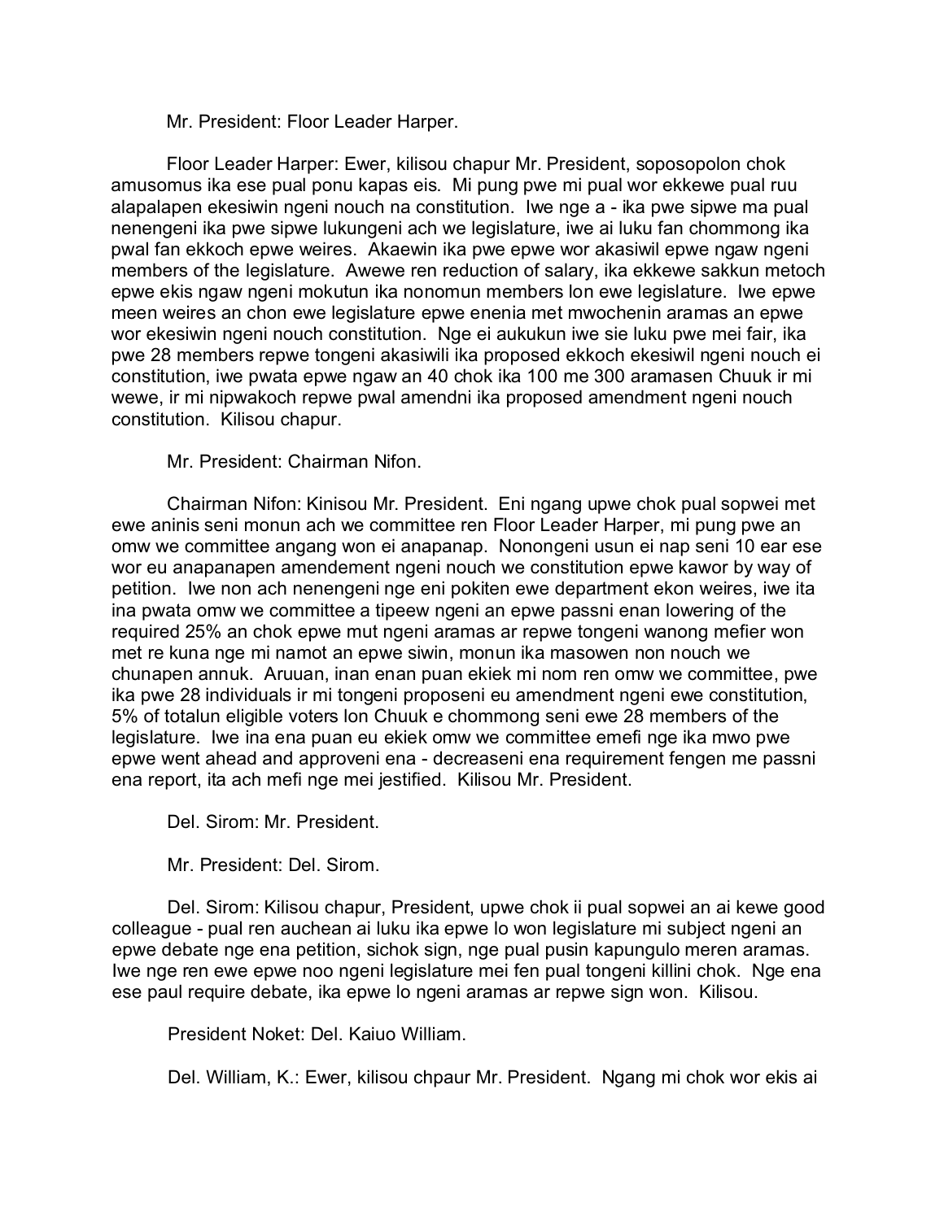Mr. President: Floor Leader Harper.

Floor Leader Harper: Ewer, kilisou chapur Mr. President, soposopolon chok amusomus ika ese pual ponu kapas eis. Mi pung pwe mi pual wor ekkewe pual ruu alapalapen ekesiwin ngeni nouch na constitution. Iwe nge a - ika pwe sipwe ma pual nenengeni ika pwe sipwe lukungeni ach we legislature, iwe ai luku fan chommong ika pwal fan ekkoch epwe weires. Akaewin ika pwe epwe wor akasiwil epwe ngaw ngeni members of the legislature. Awewe ren reduction of salary, ika ekkewe sakkun metoch epwe ekis ngaw ngeni mokutun ika nonomun members lon ewe legislature. Iwe epwe meen weires an chon ewe legislature epwe enenia met mwochenin aramas an epwe wor ekesiwin ngeni nouch constitution. Nge ei aukukun iwe sie luku pwe mei fair, ika pwe 28 members repwe tongeni akasiwili ika proposed ekkoch ekesiwil ngeni nouch ei constitution, iwe pwata epwe ngaw an 40 chok ika 100 me 300 aramasen Chuuk ir mi wewe, ir mi nipwakoch repwe pwal amendni ika proposed amendment ngeni nouch constitution. Kilisou chapur.

Mr. President: Chairman Nifon.

Chairman Nifon: Kinisou Mr. President. Eni ngang upwe chok pual sopwei met ewe aninis seni monun ach we committee ren Floor Leader Harper, mi pung pwe an omw we committee angang won ei anapanap. Nonongeni usun ei nap seni 10 ear ese wor eu anapanapen amendement ngeni nouch we constitution epwe kawor by way of petition. Iwe non ach nenengeni nge eni pokiten ewe department ekon weires, iwe ita ina pwata omw we committee a tipeew ngeni an epwe passni enan lowering of the required 25% an chok epwe mut ngeni aramas ar repwe tongeni wanong mefier won met re kuna nge mi namot an epwe siwin, monun ika masowen non nouch we chunapen annuk. Aruuan, inan enan puan ekiek mi nom ren omw we committee, pwe ika pwe 28 individuals ir mi tongeni proposeni eu amendment ngeni ewe constitution, 5% of totalun eligible voters lon Chuuk e chommong seni ewe 28 members of the legislature. Iwe ina ena puan eu ekiek omw we committee emefi nge ika mwo pwe epwe went ahead and approveni ena - decreaseni ena requirement fengen me passni ena report, ita ach mefi nge mei jestified. Kilisou Mr. President.

Del. Sirom: Mr. President.

Mr. President: Del. Sirom.

Del. Sirom: Kilisou chapur, President, upwe chok ii pual sopwei an ai kewe good colleague - pual ren auchean ai luku ika epwe lo won legislature mi subject ngeni an epwe debate nge ena petition, sichok sign, nge pual pusin kapungulo meren aramas. Iwe nge ren ewe epwe noo ngeni legislature mei fen pual tongeni killini chok. Nge ena ese paul require debate, ika epwe lo ngeni aramas ar repwe sign won. Kilisou.

President Noket: Del. Kaiuo William.

Del. William, K.: Ewer, kilisou chpaur Mr. President. Ngang mi chok wor ekis ai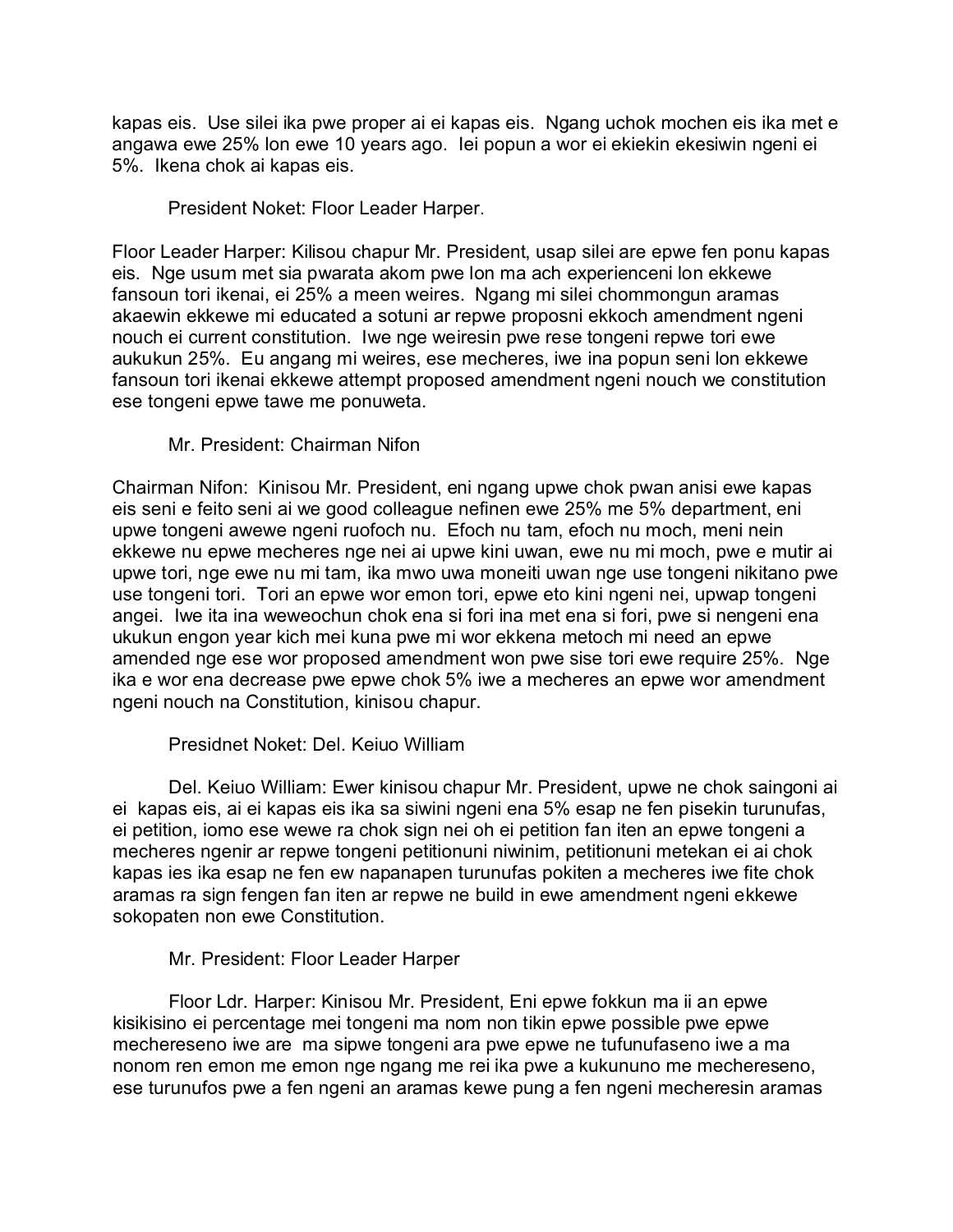kapas eis. Use silei ika pwe proper ai ei kapas eis. Ngang uchok mochen eis ika met e angawa ewe 25% lon ewe 10 years ago. Iei popun a wor ei ekiekin ekesiwin ngeni ei 5%. Ikena chok ai kapas eis.

President Noket: Floor Leader Harper.

Floor Leader Harper: Kilisou chapur Mr. President, usap silei are epwe fen ponu kapas eis. Nge usum met sia pwarata akom pwe lon ma ach experienceni lon ekkewe fansoun tori ikenai, ei 25% a meen weires. Ngang mi silei chommongun aramas akaewin ekkewe mi educated a sotuni ar repwe proposni ekkoch amendment ngeni nouch ei current constitution. Iwe nge weiresin pwe rese tongeni repwe tori ewe aukukun 25%. Eu angang mi weires, ese mecheres, iwe ina popun seni lon ekkewe fansoun tori ikenai ekkewe attempt proposed amendment ngeni nouch we constitution ese tongeni epwe tawe me ponuweta.

Mr. President: Chairman Nifon

Chairman Nifon: Kinisou Mr. President, eni ngang upwe chok pwan anisi ewe kapas eis seni e feito seni ai we good colleague nefinen ewe 25% me 5% department, eni upwe tongeni awewe ngeni ruofoch nu. Efoch nu tam, efoch nu moch, meni nein ekkewe nu epwe mecheres nge nei ai upwe kini uwan, ewe nu mi moch, pwe e mutir ai upwe tori, nge ewe nu mi tam, ika mwo uwa moneiti uwan nge use tongeni nikitano pwe use tongeni tori. Tori an epwe wor emon tori, epwe eto kini ngeni nei, upwap tongeni angei. Iwe ita ina weweochun chok ena si fori ina met ena si fori, pwe si nengeni ena ukukun engon year kich mei kuna pwe mi wor ekkena metoch mi need an epwe amended nge ese wor proposed amendment won pwe sise tori ewe require 25%. Nge ika e wor ena decrease pwe epwe chok 5% iwe a mecheres an epwe wor amendment ngeni nouch na Constitution, kinisou chapur.

Presidnet Noket: Del. Keiuo William

Del. Keiuo William: Ewer kinisou chapur Mr. President, upwe ne chok saingoni ai ei kapas eis, ai ei kapas eis ika sa siwini ngeni ena 5% esap ne fen pisekin turunufas, ei petition, iomo ese wewe ra chok sign nei oh ei petition fan iten an epwe tongeni a mecheres ngenir ar repwe tongeni petitiononi niwinim, petitiononi metekan ei ai chok kapas ies ika esap ne fen ew napanapen turunufas pokiten a mecheres iwe fite chok aramas ra sign fengen fan iten ar repwe ne build in ewe amendment ngeni ekkewe sokopaten non ewe Constitution.

Mr. President: Floor Leader Harper

Floor Ldr. Harper: Kinisou Mr. President, Eni epwe fokkun ma ii an epwe kisikisino ei percentage mei tongeni ma nom non tikin epwe possible pwe epwe mechereseno iwe are ma sipwe tongeni ara pwe epwe ne tufunufaseno iwe a ma nonom ren emon me emon nge ngang me rei ika pwe a kukununo me mechereseno, ese turunufos pwe a fen ngeni an aramas kewe pung a fen ngeni mecheresin aramas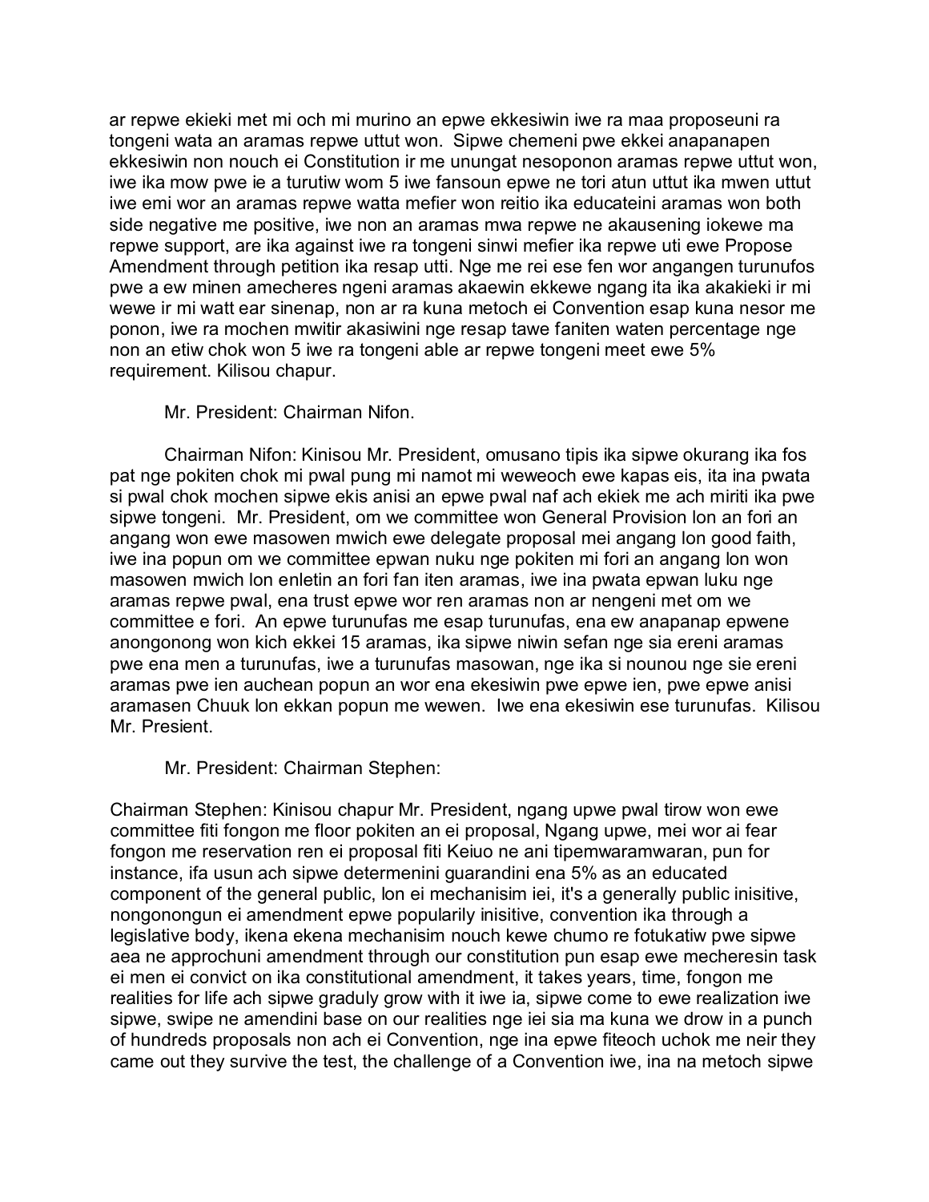ar repwe ekieki met mi och mi murino an epwe ekkesiwin iwe ra maa proposeuni ra tongeni wata an aramas repwe uttut won. Sipwe chemeni pwe ekkei anapanapen ekkesiwin non nouch ei Constitution ir me unungat nesoponon aramas repwe uttut won, iwe ika mow pwe ie a turutiw wom 5 iwe fansoun epwe ne tori atun uttut ika mwen uttut iwe emi wor an aramas repwe watta mefier won reitio ika educateini aramas won both side negative me positive, iwe non an aramas mwa repwe ne akausening iokewe ma repwe support, are ika against iwe ra tongeni sinwi mefier ika repwe uti ewe Propose Amendment through petition ika resap utti. Nge me rei ese fen wor angangen turunufos pwe a ew minen amecheres ngeni aramas akaewin ekkewe ngang ita ika akakieki ir mi wewe ir mi watt ear sinenap, non ar ra kuna metoch ei Convention esap kuna nesor me ponon, iwe ra mochen mwitir akasiwini nge resap tawe faniten waten percentage nge non an etiw chok won 5 iwe ra tongeni able ar repwe tongeni meet ewe 5% requirement. Kilisou chapur.

Mr. President: Chairman Nifon.

Chairman Nifon: Kinisou Mr. President, omusano tipis ika sipwe okurang ika fos pat nge pokiten chok mi pwal pung mi namot mi weweoch ewe kapas eis, ita ina pwata si pwal chok mochen sipwe ekis anisi an epwe pwal naf ach ekiek me ach miriti ika pwe sipwe tongeni. Mr. President, om we committee won General Provision lon an fori an angang won ewe masowen mwich ewe delegate proposal mei angang lon good faith, iwe ina popun om we committee epwan nuku nge pokiten mi fori an angang lon won masowen mwich lon enletin an fori fan iten aramas, iwe ina pwata epwan luku nge aramas repwe pwal, ena trust epwe wor ren aramas non ar nengeni met om we committee e fori. An epwe turunufas me esap turunufas, ena ew anapanap epwene anongonong won kich ekkei 15 aramas, ika sipwe niwin sefan nge sia ereni aramas pwe ena men a turunufas, iwe a turunufas masowan, nge ika si nounou nge sie ereni aramas pwe ien auchean popun an wor ena ekesiwin pwe epwe ien, pwe epwe anisi aramasen Chuuk lon ekkan popun me wewen. Iwe ena ekesiwin ese turunufas. Kilisou Mr. Presient.

Mr. President: Chairman Stephen:

Chairman Stephen: Kinisou chapur Mr. President, ngang upwe pwal tirow won ewe committee fiti fongon me floor pokiten an ei proposal, Ngang upwe, mei wor ai fear fongon me reservation ren ei proposal fiti Keiuo ne ani tipemwaramwaran, pun for instance, ifa usun ach sipwe determenini guarandini ena 5% as an educated component of the general public, lon ei mechanisim iei, it's a generally public inisitive, nongonongun ei amendment epwe popularily inisitive, convention ika through a legislative body, ikena ekena mechanisim nouch kewe chumo re fotukatiw pwe sipwe aea ne approchuni amendment through our constitution pun esap ewe mecheresin task ei men ei convict on ika constitutional amendment, it takes years, time, fongon me realities for life ach sipwe graduly grow with it iwe ia, sipwe come to ewe realization iwe sipwe, swipe ne amendini base on our realities nge iei sia ma kuna we drow in a punch of hundreds proposals non ach ei Convention, nge ina epwe fiteoch uchok me neir they came out they survive the test, the challenge of a Convention iwe, ina na metoch sipwe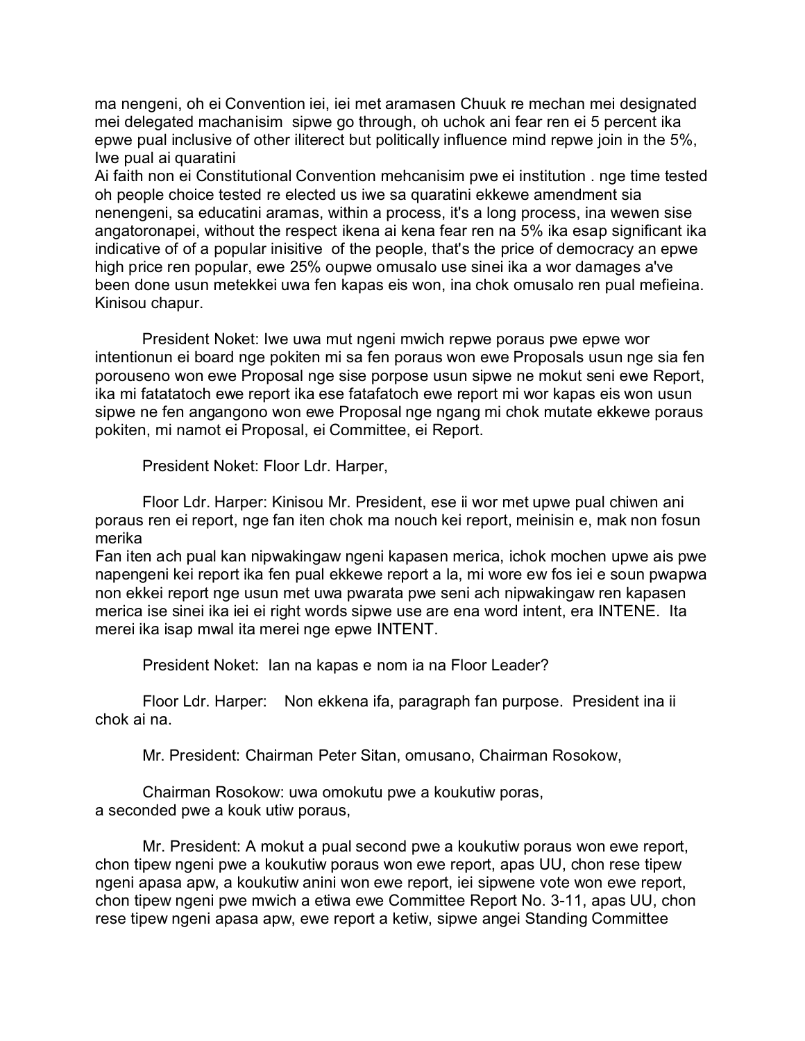ma nengeni, oh ei Convention iei, iei met aramasen Chuuk re mechan mei designated mei delegated machanisim sipwe go through, oh uchok ani fear ren ei 5 percent ika epwe pual inclusive of other iliterect but politically influence mind repwe join in the 5%, Iwe pual ai quaratini
Ai faith non ei Constitutional Convention mehcanisim pwe ei institution . nge time tested oh people choice tested re elected us iwe sa quaratini ekkewe amendment sia nenengeni, sa educatini aramas, within a process, it's a long process, ina wewen sise angatoronapei, without the respect ikena ai kena fear ren na 5% ika esap significant ika indicative of of a popular inisitive of the people, that's the price of democracy an epwe high price ren popular, ewe 25% oupwe omusalo use sinei ika a wor damages a've been done usun metekkei uwa fen kapas eis won, ina chok omusalo ren pual mefieina. Kinisou chapur.

President Noket: Iwe uwa mut ngeni mwich repwe poraus pwe epwe wor intentionun ei board nge pokiten mi sa fen poraus won ewe Proposals usun nge sia fen porouseno won ewe Proposal nge sise porpose usun sipwe ne mokut seni ewe Report, ika mi fatatatoch ewe report ika ese fatafatoch ewe report mi wor kapas eis won usun sipwe ne fen angangono won ewe Proposal nge ngang mi chok mutate ekkewe poraus pokiten, mi namot ei Proposal, ei Committee, ei Report.

President Noket: Floor Ldr. Harper,

Floor Ldr. Harper: Kinisou Mr. President, ese ii wor met upwe pual chiwen ani poraus ren ei report, nge fan iten chok ma nouch kei report, meinisin e, mak non fosun merika
Fan iten ach pual kan nipwakingaw ngeni kapasen merica, ichok mochen upwe ais pwe napengeni kei report ika fen pual ekkewe report a la, mi wore ew fos iei e soun pwapwa non ekkei report nge usun met uwa pwarata pwe seni ach nipwakingaw ren kapasen merica ise sinei ika iei ei right words sipwe use are ena word intent, era INTENE. Ita merei ika isap mwal ita merei nge epwe INTENT.

President Noket: Ian na kapas e nom ia na Floor Leader?

Floor Ldr. Harper: Non ekkena ifa, paragraph fan purpose. President ina ii chok ai na.

Mr. President: Chairman Peter Sitan, omusano, Chairman Rosokow,

Chairman Rosokow: uwa omokutu pwe a koukutiw poras,
a seconded pwe a kouk utiw poraus,

Mr. President: A mokut a pual second pwe a koukutiw poraus won ewe report, chon tipew ngeni pwe a koukutiw poraus won ewe report, apas UU, chon rese tipew ngeni apasa apw, a koukutiw anini won ewe report, iei sipwene vote won ewe report, chon tipew ngeni pwe mwich a etiwa ewe Committee Report No. 3-11, apas UU, chon rese tipew ngeni apasa apw, ewe report a ketiw, sipwe angei Standing Committee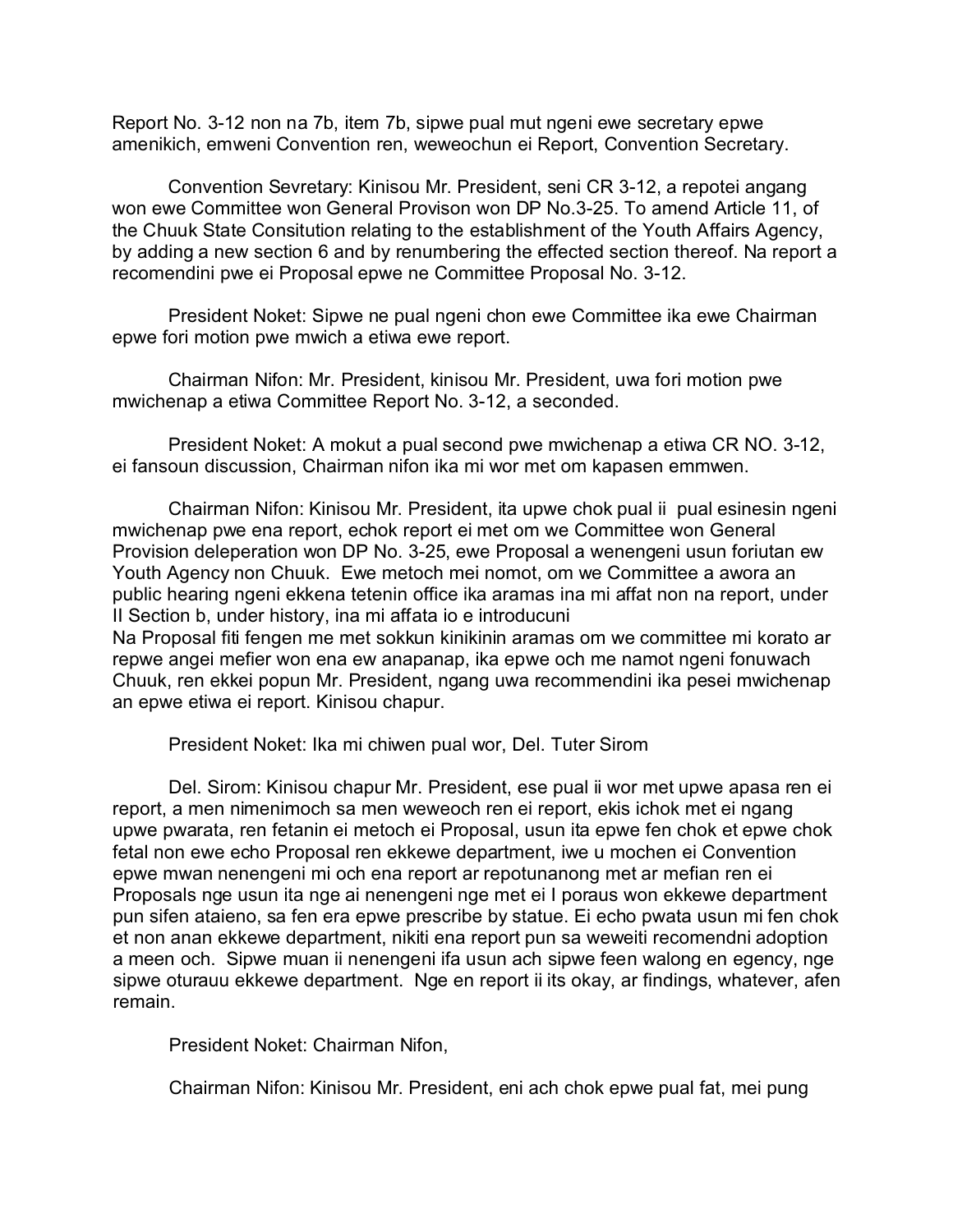Report No. 3-12 non na 7b, item 7b, sipwe pual mut ngeni ewe secretary epwe amenikich, emweni Convention ren, weweochun ei Report, Convention Secretary.

Convention Sevretary: Kinisou Mr. President, seni CR 3-12, a repotei angang won ewe Committee won General Provison won DP No.3-25. To amend Article 11, of the Chuuk State Consitution relating to the establishment of the Youth Affairs Agency, by adding a new section 6 and by renumbering the effected section thereof. Na report a recomendini pwe ei Proposal epwe ne Committee Proposal No. 3-12.

President Noket: Sipwe ne pual ngeni chon ewe Committee ika ewe Chairman epwe fori motion pwe mwich a etiwa ewe report.

Chairman Nifon: Mr. President, kinisou Mr. President, uwa fori motion pwe mwichenap a etiwa Committee Report No. 3-12, a seconded.

President Noket: A mokut a pual second pwe mwichenap a etiwa CR NO. 3-12, ei fansoun discussion, Chairman nifon ika mi wor met om kapasen emmwen.

Chairman Nifon: Kinisou Mr. President, ita upwe chok pual ii pual esinesin ngeni mwichenap pwe ena report, echok report ei met om we Committee won General Provision deleperation won DP No. 3-25, ewe Proposal a wenengeni usun foriutan ew Youth Agency non Chuuk. Ewe metoch mei nomot, om we Committee a awora an public hearing ngeni ekkena tetenin office ika aramas ina mi affat non na report, under II Section b, under history, ina mi affata io e introducuni Na Proposal fiti fengen me met sokkun kinikinin aramas om we committee mi korato ar repwe angei mefier won ena ew anapanap, ika epwe och me namot ngeni fonuwach Chuuk, ren ekkei popun Mr. President, ngang uwa recommendini ika pesei mwichenap an epwe etiwa ei report. Kinisou chapur.

President Noket: Ika mi chiwen pual wor, Del. Tuter Sirom

Del. Sirom: Kinisou chapur Mr. President, ese pual ii wor met upwe apasa ren ei report, a men nimenimoch sa men weweoch ren ei report, ekis ichok met ei ngang upwe pwarata, ren fetanin ei metoch ei Proposal, usun ita epwe fen chok et epwe chok fetal non ewe echo Proposal ren ekkewe department, iwe u mochen ei Convention epwe mwan nenengeni mi och ena report ar repotunanong met ar mefian ren ei Proposals nge usun ita nge ai nenengeni nge met ei I poraus won ekkewe department pun sifen ataieno, sa fen era epwe prescribe by statue. Ei echo pwata usun mi fen chok et non anan ekkewe department, nikiti ena report pun sa weweiti recomendni adoption a meen och. Sipwe muan ii nenengeni ifa usun ach sipwe feen walong en egency, nge sipwe oturauu ekkewe department. Nge en report ii its okay, ar findings, whatever, afen remain.

President Noket: Chairman Nifon,

Chairman Nifon: Kinisou Mr. President, eni ach chok epwe pual fat, mei pung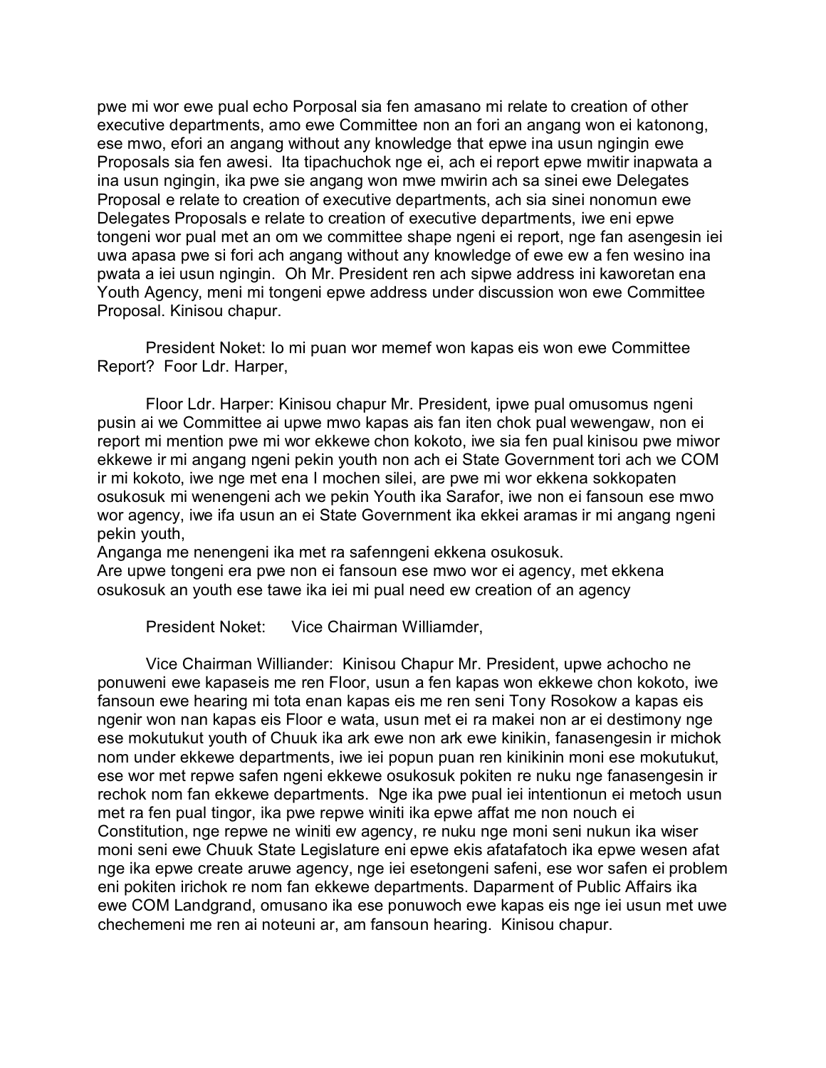pwe mi wor ewe pual echo Porposal sia fen amasano mi relate to creation of other executive departments, amo ewe Committee non an fori an angang won ei katonong, ese mwo, efori an angang without any knowledge that epwe ina usun ngingin ewe Proposals sia fen awesi. Ita tipachuchok nge ei, ach ei report epwe mwitir inapwata a ina usun ngingin, ika pwe sie angang won mwe mwirin ach sa sinei ewe Delegates Proposal e relate to creation of executive departments, ach sia sinei nonomun ewe Delegates Proposals e relate to creation of executive departments, iwe eni epwe tongeni wor pual met an om we committee shape ngeni ei report, nge fan asengesin iei uwa apasa pwe si fori ach angang without any knowledge of ewe ew a fen wesino ina pwata a iei usun ngingin. Oh Mr. President ren ach sipwe address ini kaworetan ena Youth Agency, meni mi tongeni epwe address under discussion won ewe Committee Proposal. Kinisou chapur.

President Noket: Io mi puan wor memef won kapas eis won ewe Committee Report? Foor Ldr. Harper,

Floor Ldr. Harper: Kinisou chapur Mr. President, ipwe pual omusomus ngeni pusin ai we Committee ai upwe mwo kapas ais fan iten chok pual wewengaw, non ei report mi mention pwe mi wor ekkewe chon kokoto, iwe sia fen pual kinisou pwe miwor ekkewe ir mi angang ngeni pekin youth non ach ei State Government tori ach we COM ir mi kokoto, iwe nge met ena I mochen silei, are pwe mi wor ekkena sokkopaten osukosuk mi wenengeni ach we pekin Youth ika Sarafor, iwe non ei fansoun ese mwo wor agency, iwe ifa usun an ei State Government ika ekkei aramas ir mi angang ngeni pekin youth,
Anganga me nenengeni ika met ra safenngeni ekkena osukosuk.
Are upwe tongeni era pwe non ei fansoun ese mwo wor ei agency, met ekkena osukosuk an youth ese tawe ika iei mi pual need ew creation of an agency

President Noket: Vice Chairman Williamder,

Vice Chairman Williander: Kinisou Chapur Mr. President, upwe achocho ne ponuweni ewe kapaseis me ren Floor, usun a fen kapas won ekkewe chon kokoto, iwe fansoun ewe hearing mi tota enan kapas eis me ren seni Tony Rosokow a kapas eis ngenir won nan kapas eis Floor e wata, usun met ei ra makei non ar ei destimony nge ese mokutukut youth of Chuuk ika ark ewe non ark ewe kinikin, fanasengesin ir michok nom under ekkewe departments, iwe iei popun puan ren kinikinin moni ese mokutukut, ese wor met repwe safen ngeni ekkewe osukosuk pokiten re nuku nge fanasengesin ir rechok nom fan ekkewe departments. Nge ika pwe pual iei intentionun ei metoch usun met ra fen pual tingor, ika pwe repwe winiti ika epwe affat me non nouch ei Constitution, nge repwe ne winiti ew agency, re nuku nge moni seni nukun ika wiser moni seni ewe Chuuk State Legislature eni epwe ekis afatafatoch ika epwe wesen afat nge ika epwe create aruwe agency, nge iei esetongeni safeni, ese wor safen ei problem eni pokiten irichok re nom fan ekkewe departments. Daparment of Public Affairs ika ewe COM Landgrand, omusano ika ese ponuwoch ewe kapas eis nge iei usun met uwe chechemeni me ren ai noteuni ar, am fansoun hearing. Kinisou chapur.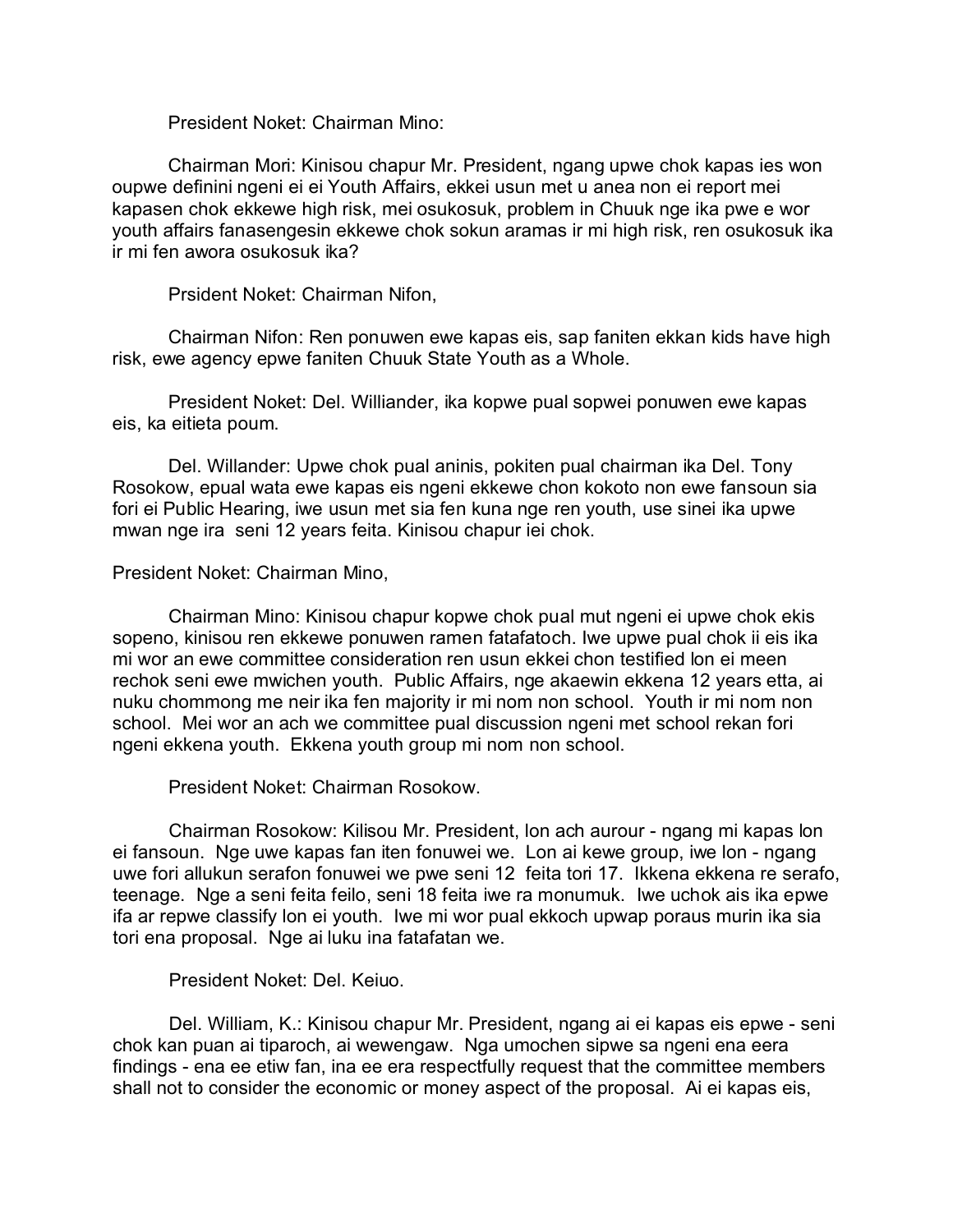President Noket: Chairman Mino:

Chairman Mori: Kinisou chapur Mr. President, ngang upwe chok kapas ies won oupwe definini ngeni ei ei Youth Affairs, ekkei usun met u anea non ei report mei kapasen chok ekkewe high risk, mei osukosuk, problem in Chuuk nge ika pwe e wor youth affairs fanasengesin ekkewe chok sokun aramas ir mi high risk, ren osukosuk ika ir mi fen awora osukosuk ika?

Prsident Noket: Chairman Nifon,

Chairman Nifon: Ren ponuwen ewe kapas eis, sap faniten ekkan kids have high risk, ewe agency epwe faniten Chuuk State Youth as a Whole.

President Noket: Del. Williander, ika kopwe pual sopwei ponuwen ewe kapas eis, ka eitieta poum.

Del. Willander: Upwe chok pual aninis, pokiten pual chairman ika Del. Tony Rosokow, epual wata ewe kapas eis ngeni ekkewe chon kokoto non ewe fansoun sia fori ei Public Hearing, iwe usun met sia fen kuna nge ren youth, use sinei ika upwe mwan nge ira seni 12 years feita. Kinisou chapur iei chok.

President Noket: Chairman Mino,

Chairman Mino: Kinisou chapur kopwe chok pual mut ngeni ei upwe chok ekis sopeno, kinisou ren ekkewe ponuwen ramen fatafatoch. Iwe upwe pual chok ii eis ika mi wor an ewe committee consideration ren usun ekkei chon testified lon ei meen rechok seni ewe mwichen youth. Public Affairs, nge akaewin ekkena 12 years etta, ai nuku chommong me neir ika fen majority ir mi nom non school. Youth ir mi nom non school. Mei wor an ach we committee pual discussion ngeni met school rekan fori ngeni ekkena youth. Ekkena youth group mi nom non school.

President Noket: Chairman Rosokow.

Chairman Rosokow: Kilisou Mr. President, lon ach aurour - ngang mi kapas lon ei fansoun. Nge uwe kapas fan iten fonuwei we. Lon ai kewe group, iwe lon - ngang uwe fori allukun serafon fonuwei we pwe seni 12 feita tori 17. Ikkena ekkena re serafo, teenage. Nge a seni feita feilo, seni 18 feita iwe ra monumuk. Iwe uchok ais ika epwe ifa ar repwe classify lon ei youth. Iwe mi wor pual ekkoch upwap poraus murin ika sia tori ena proposal. Nge ai luku ina fatafatan we.

President Noket: Del. Keiuo.

Del. William, K.: Kinisou chapur Mr. President, ngang ai ei kapas eis epwe - seni chok kan puan ai tiparoch, ai wewengaw. Nga umochen sipwe sa ngeni ena eera findings - ena ee etiw fan, ina ee era respectfully request that the committee members shall not to consider the economic or money aspect of the proposal. Ai ei kapas eis,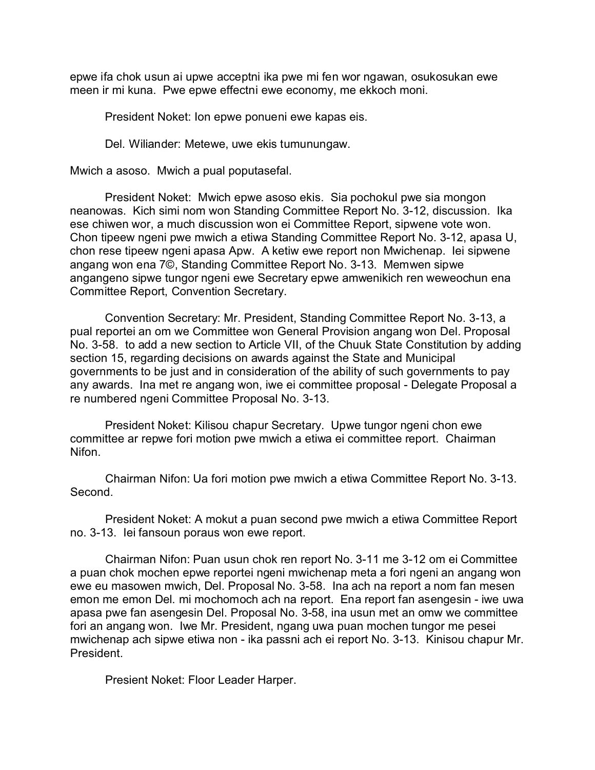epwe ifa chok usun ai upwe acceptni ika pwe mi fen wor ngawan, osukosukan ewe meen ir mi kuna. Pwe epwe effectni ewe economy, me ekkoch moni.

President Noket: Ion epwe ponueni ewe kapas eis.

Del. Wiliander: Metewe, uwe ekis tumunungaw.

Mwich a asoso. Mwich a pual poputasefal.

President Noket: Mwich epwe asoso ekis. Sia pochokul pwe sia mongon neanowas. Kich simi nom won Standing Committee Report No. 3-12, discussion. Ika ese chiwen wor, a much discussion won ei Committee Report, sipwene vote won. Chon tipeew ngeni pwe mwich a etiwa Standing Committee Report No. 3-12, apasa U, chon rese tipeew ngeni apasa Apw. A ketiw ewe report non Mwichenap. Iei sipwene angang won ena 7©, Standing Committee Report No. 3-13. Memwen sipwe angangeno sipwe tungor ngeni ewe Secretary epwe amwenikich ren weweochun ena Committee Report, Convention Secretary.

Convention Secretary: Mr. President, Standing Committee Report No. 3-13, a pual reportei an om we Committee won General Provision angang won Del. Proposal No. 3-58. to add a new section to Article VII, of the Chuuk State Constitution by adding section 15, regarding decisions on awards against the State and Municipal governments to be just and in consideration of the ability of such governments to pay any awards. Ina met re angang won, iwe ei committee proposal - Delegate Proposal a re numbered ngeni Committee Proposal No. 3-13.

President Noket: Kilisou chapur Secretary. Upwe tungor ngeni chon ewe committee ar repwe fori motion pwe mwich a etiwa ei committee report. Chairman Nifon.

Chairman Nifon: Ua fori motion pwe mwich a etiwa Committee Report No. 3-13. Second.

President Noket: A mokut a puan second pwe mwich a etiwa Committee Report no. 3-13. Iei fansoun poraus won ewe report.

Chairman Nifon: Puan usun chok ren report No. 3-11 me 3-12 om ei Committee a puan chok mochen epwe reportei ngeni mwichenap meta a fori ngeni an angang won ewe eu masowen mwich, Del. Proposal No. 3-58. Ina ach na report a nom fan mesen emon me emon Del. mi mochomoch ach na report. Ena report fan asengesin - iwe uwa apasa pwe fan asengesin Del. Proposal No. 3-58, ina usun met an omw we committee fori an angang won. Iwe Mr. President, ngang uwa puan mochen tungor me pesei mwichenap ach sipwe etiwa non - ika passni ach ei report No. 3-13. Kinisou chapur Mr. President.

Presient Noket: Floor Leader Harper.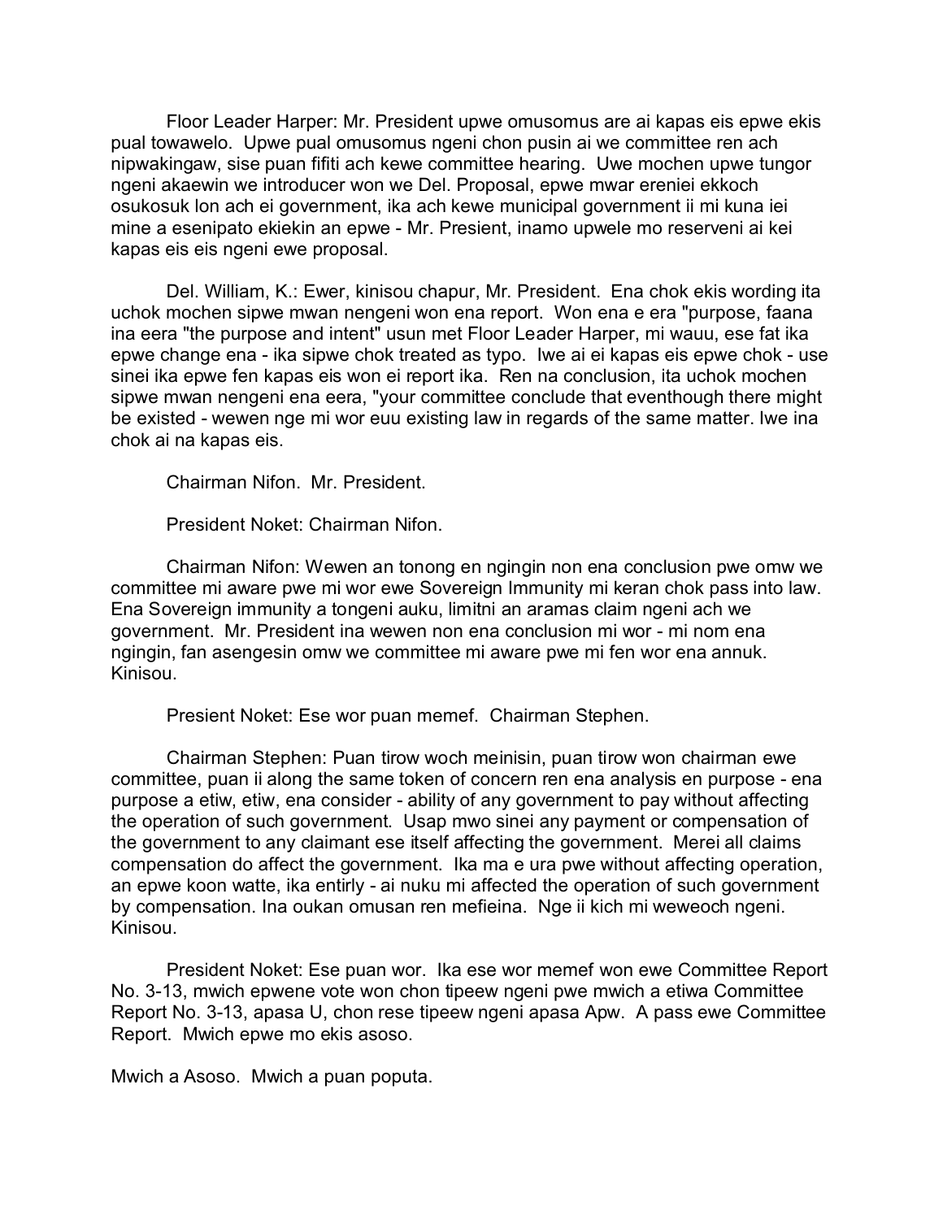Floor Leader Harper: Mr. President upwe omusomus are ai kapas eis epwe ekis pual towawelo. Upwe pual omusomus ngeni chon pusin ai we committee ren ach nipwakingaw, sise puan fifiti ach kewe committee hearing. Uwe mochen upwe tungor ngeni akaewin we introducer won we Del. Proposal, epwe mwar ereniei ekkoch osukosuk lon ach ei government, ika ach kewe municipal government ii mi kuna iei mine a esenipato ekiekin an epwe - Mr. Presient, inamo upwele mo reserveni ai kei kapas eis eis ngeni ewe proposal.

Del. William, K.: Ewer, kinisou chapur, Mr. President. Ena chok ekis wording ita uchok mochen sipwe mwan nengeni won ena report. Won ena e era "purpose, faana ina eera "the purpose and intent" usun met Floor Leader Harper, mi wauu, ese fat ika epwe change ena - ika sipwe chok treated as typo. Iwe ai ei kapas eis epwe chok - use sinei ika epwe fen kapas eis won ei report ika. Ren na conclusion, ita uchok mochen sipwe mwan nengeni ena eera, "your committee conclude that eventhough there might be existed - wewen nge mi wor euu existing law in regards of the same matter. Iwe ina chok ai na kapas eis.

Chairman Nifon. Mr. President.

President Noket: Chairman Nifon.

Chairman Nifon: Wewen an tonong en ngingin non ena conclusion pwe omw we committee mi aware pwe mi wor ewe Sovereign Immunity mi keran chok pass into law. Ena Sovereign immunity a tongeni auku, limitni an aramas claim ngeni ach we government. Mr. President ina wewen non ena conclusion mi wor - mi nom ena ngingin, fan asengesin omw we committee mi aware pwe mi fen wor ena annuk. Kinisou.

Presient Noket: Ese wor puan memef. Chairman Stephen.

Chairman Stephen: Puan tirow woch meinisin, puan tirow won chairman ewe committee, puan ii along the same token of concern ren ena analysis en purpose - ena purpose a etiw, etiw, ena consider - ability of any government to pay without affecting the operation of such government. Usap mwo sinei any payment or compensation of the government to any claimant ese itself affecting the government. Merei all claims compensation do affect the government. Ika ma e ura pwe without affecting operation, an epwe koon watte, ika entirly - ai nuku mi affected the operation of such government by compensation. Ina oukan omusan ren mefieina. Nge ii kich mi weweoch ngeni. Kinisou.

President Noket: Ese puan wor. Ika ese wor memef won ewe Committee Report No. 3-13, mwich epwene vote won chon tipeew ngeni pwe mwich a etiwa Committee Report No. 3-13, apasa U, chon rese tipeew ngeni apasa Apw. A pass ewe Committee Report. Mwich epwe mo ekis asoso.

Mwich a Asoso. Mwich a puan poputa.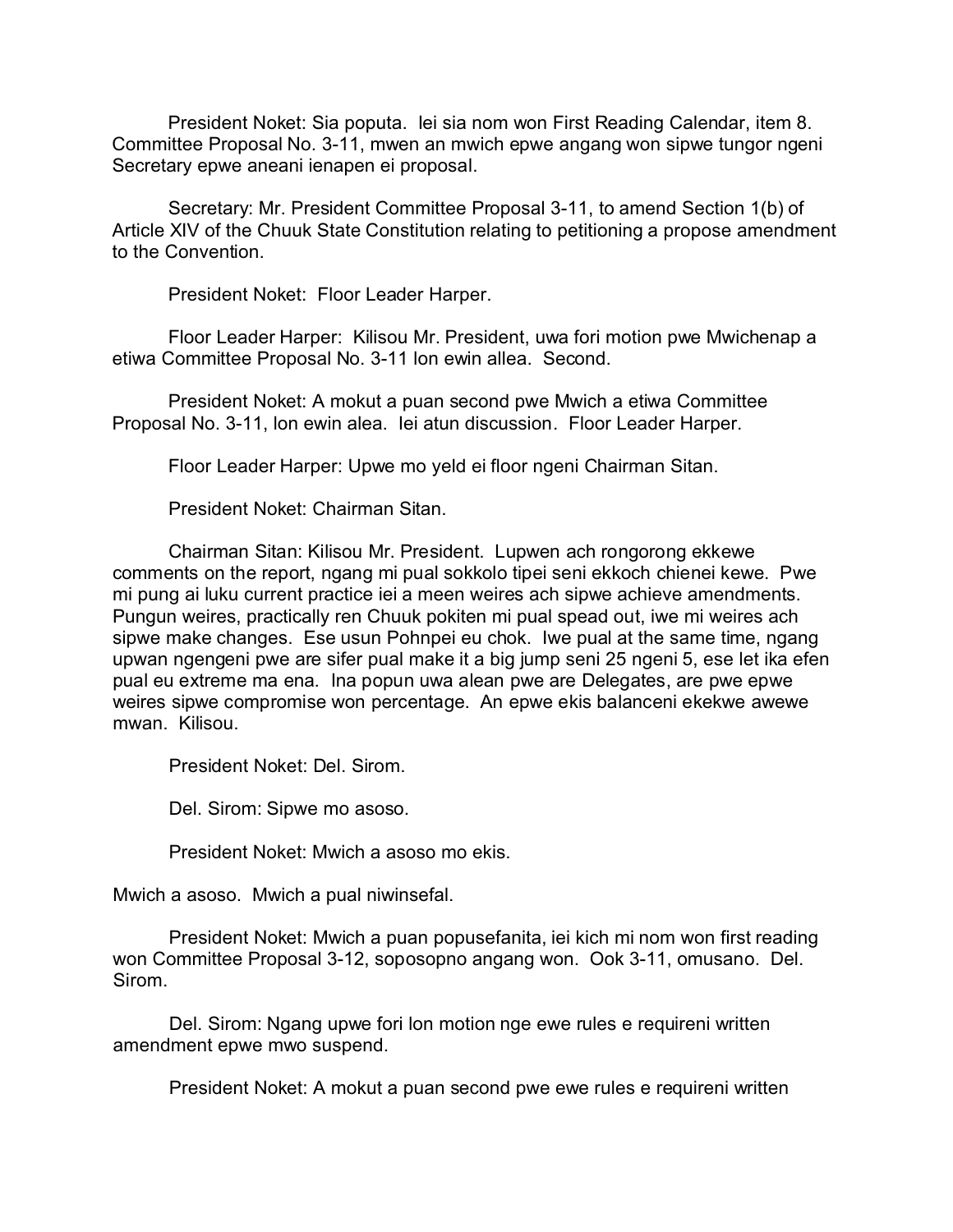President Noket: Sia poputa. Iei sia nom won First Reading Calendar, item 8. Committee Proposal No. 3-11, mwen an mwich epwe angang won sipwe tungor ngeni Secretary epwe aneani ienapen ei proposal.

Secretary: Mr. President Committee Proposal 3-11, to amend Section 1(b) of Article XIV of the Chuuk State Constitution relating to petitioning a propose amendment to the Convention.

President Noket: Floor Leader Harper.

Floor Leader Harper: Kilisou Mr. President, uwa fori motion pwe Mwichenap a etiwa Committee Proposal No. 3-11 lon ewin allea. Second.

President Noket: A mokut a puan second pwe Mwich a etiwa Committee Proposal No. 3-11, lon ewin alea. Iei atun discussion. Floor Leader Harper.

Floor Leader Harper: Upwe mo yeld ei floor ngeni Chairman Sitan.

President Noket: Chairman Sitan.

Chairman Sitan: Kilisou Mr. President. Lupwen ach rongorong ekkewe comments on the report, ngang mi pual sokkolo tipei seni ekkoch chienei kewe. Pwe mi pung ai luku current practice iei a meen weires ach sipwe achieve amendments. Pungun weires, practically ren Chuuk pokiten mi pual spead out, iwe mi weires ach sipwe make changes. Ese usun Pohnpei eu chok. Iwe pual at the same time, ngang upwan ngengeni pwe are sifer pual make it a big jump seni 25 ngeni 5, ese let ika efen pual eu extreme ma ena. Ina popun uwa alean pwe are Delegates, are pwe epwe weires sipwe compromise won percentage. An epwe ekis balanceni ekekwe awewe mwan. Kilisou.

President Noket: Del. Sirom.

Del. Sirom: Sipwe mo asoso.

President Noket: Mwich a asoso mo ekis.

Mwich a asoso. Mwich a pual niwinsefal.

President Noket: Mwich a puan popusefanita, iei kich mi nom won first reading won Committee Proposal 3-12, soposopno angang won. Ook 3-11, omusano. Del. Sirom.

Del. Sirom: Ngang upwe fori lon motion nge ewe rules e requireni written amendment epwe mwo suspend.

President Noket: A mokut a puan second pwe ewe rules e requireni written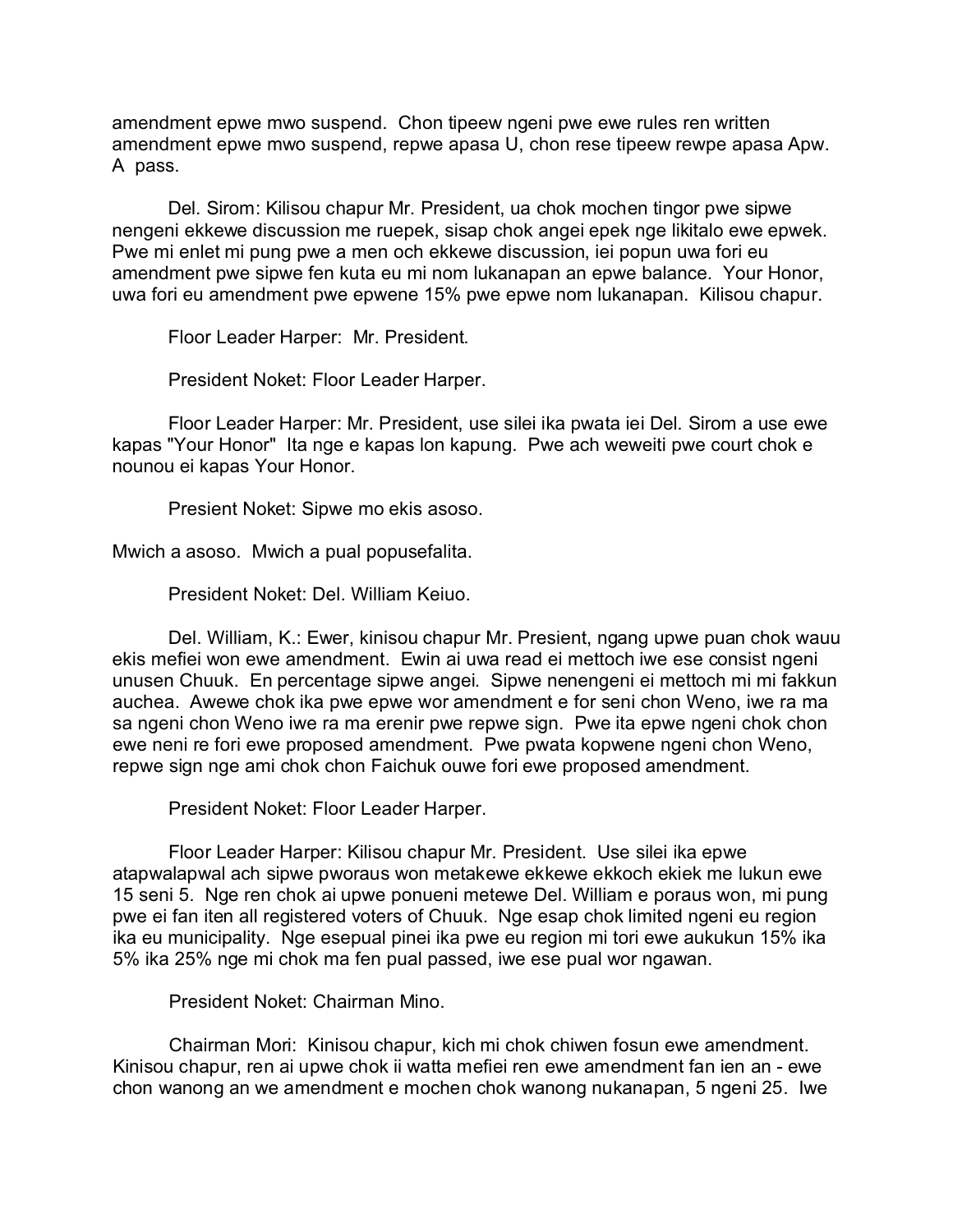amendment epwe mwo suspend.  Chon tipeew ngeni pwe ewe rules ren written amendment epwe mwo suspend, repwe apasa U, chon rese tipeew rewpe apasa Apw. A  pass.

Del. Sirom: Kilisou chapur Mr. President, ua chok mochen tingor pwe sipwe nengeni ekkewe discussion me ruepek, sisap chok angei epek nge likitalo ewe epwek. Pwe mi enlet mi pung pwe a men och ekkewe discussion, iei popun uwa fori eu amendment pwe sipwe fen kuta eu mi nom lukanapan an epwe balance.  Your Honor, uwa fori eu amendment pwe epwene 15% pwe epwe nom lukanapan.  Kilisou chapur.

Floor Leader Harper:  Mr. President.

President Noket: Floor Leader Harper.

Floor Leader Harper: Mr. President, use silei ika pwata iei Del. Sirom a use ewe kapas "Your Honor"  Ita nge e kapas lon kapung.  Pwe ach weweiti pwe court chok e nounou ei kapas Your Honor.

Presient Noket: Sipwe mo ekis asoso.

Mwich a asoso.  Mwich a pual popusefalita.

President Noket: Del. William Keiuo.

Del. William, K.: Ewer, kinisou chapur Mr. Presient, ngang upwe puan chok wauu ekis mefiei won ewe amendment.  Ewin ai uwa read ei mettoch iwe ese consist ngeni unusen Chuuk.  En percentage sipwe angei.  Sipwe nenengeni ei mettoch mi mi fakkun auchea.  Awewe chok ika pwe epwe wor amendment e for seni chon Weno, iwe ra ma sa ngeni chon Weno iwe ra ma erenir pwe repwe sign.  Pwe ita epwe ngeni chok chon ewe neni re fori ewe proposed amendment.  Pwe pwata kopwene ngeni chon Weno, repwe sign nge ami chok chon Faichuk ouwe fori ewe proposed amendment.

President Noket: Floor Leader Harper.

Floor Leader Harper: Kilisou chapur Mr. President.  Use silei ika epwe atapwalapwal ach sipwe pworaus won metakewe ekkewe ekkoch ekiek me lukun ewe 15 seni 5.  Nge ren chok ai upwe ponueni metewe Del. William e poraus won, mi pung pwe ei fan iten all registered voters of Chuuk.  Nge esap chok limited ngeni eu region ika eu municipality.  Nge esepual pinei ika pwe eu region mi tori ewe aukukun 15% ika 5% ika 25% nge mi chok ma fen pual passed, iwe ese pual wor ngawan.

President Noket: Chairman Mino.

Chairman Mori:  Kinisou chapur, kich mi chok chiwen fosun ewe amendment. Kinisou chapur, ren ai upwe chok ii watta mefiei ren ewe amendment fan ien an - ewe chon wanong an we amendment e mochen chok wanong nukanapan, 5 ngeni 25.  Iwe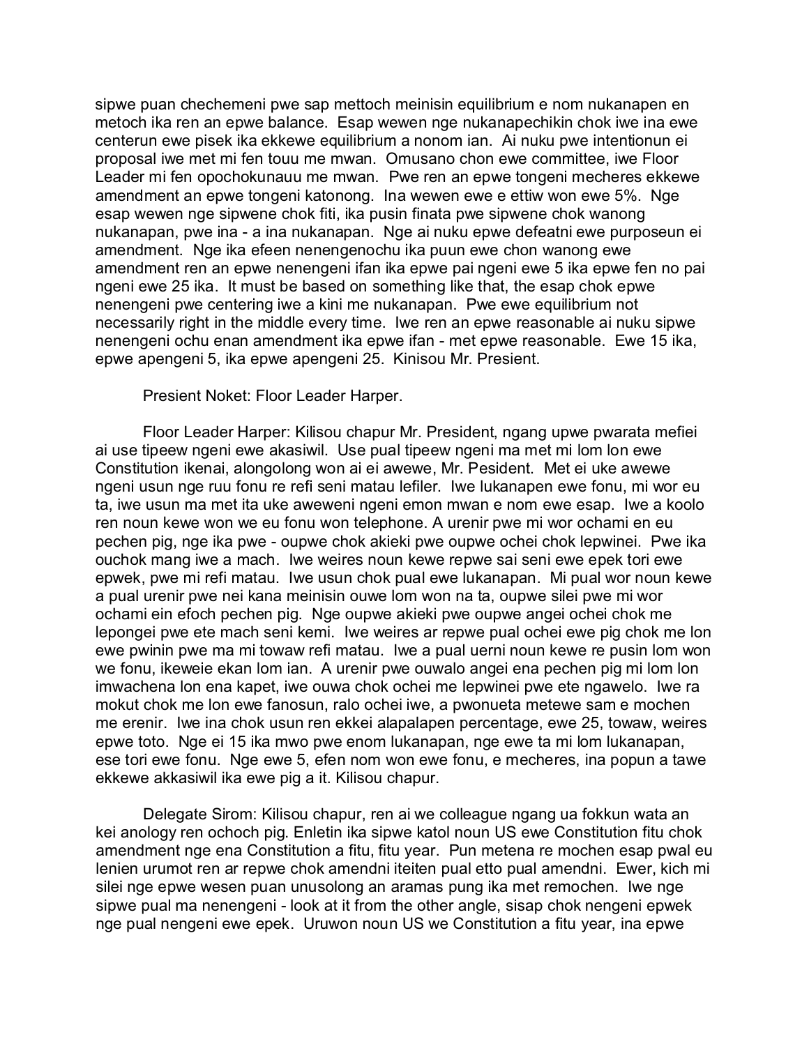sipwe puan chechemeni pwe sap mettoch meinisin equilibrium e nom nukanapen en metoch ika ren an epwe balance. Esap wewen nge nukanapechikin chok iwe ina ewe centerun ewe pisek ika ekkewe equilibrium a nonom ian. Ai nuku pwe intentionun ei proposal iwe met mi fen touu me mwan. Omusano chon ewe committee, iwe Floor Leader mi fen opochokunauu me mwan. Pwe ren an epwe tongeni mecheres ekkewe amendment an epwe tongeni katonong. Ina wewen ewe e ettiw won ewe 5%. Nge esap wewen nge sipwene chok fiti, ika pusin finata pwe sipwene chok wanong nukanapan, pwe ina - a ina nukanapan. Nge ai nuku epwe defeatni ewe purposeun ei amendment. Nge ika efeen nenengenochu ika puun ewe chon wanong ewe amendment ren an epwe nenengeni ifan ika epwe pai ngeni ewe 5 ika epwe fen no pai ngeni ewe 25 ika. It must be based on something like that, the esap chok epwe nenengeni pwe centering iwe a kini me nukanapan. Pwe ewe equilibrium not necessarily right in the middle every time. Iwe ren an epwe reasonable ai nuku sipwe nenengeni ochu enan amendment ika epwe ifan - met epwe reasonable. Ewe 15 ika, epwe apengeni 5, ika epwe apengeni 25. Kinisou Mr. President.

Presient Noket: Floor Leader Harper.

Floor Leader Harper: Kilisou chapur Mr. President, ngang upwe pwarata mefiei ai use tipeew ngeni ewe akasiwil. Use pual tipeew ngeni ma met mi lom lon ewe Constitution ikenai, alongolong won ai ei awewe, Mr. Pesident. Met ei uke awewe ngeni usun nge ruu fonu re refi seni matau lefiler. Iwe lukanapen ewe fonu, mi wor eu ta, iwe usun ma met ita uke aweweni ngeni emon mwan e nom ewe esap. Iwe a koolo ren noun kewe won we eu fonu won telephone. A urenir pwe mi wor ochami en eu pechen pig, nge ika pwe - oupwe chok akieki pwe oupwe ochei chok lepwinei. Pwe ika ouchok mang iwe a mach. Iwe weires noun kewe repwe sai seni ewe epek tori ewe epwek, pwe mi refi matau. Iwe usun chok pual ewe lukanapan. Mi pual wor noun kewe a pual urenir pwe nei kana meinisin ouwe lom won na ta, oupwe silei pwe mi wor ochami ein efoch pechen pig. Nge oupwe akieki pwe oupwe angei ochei chok me lepongei pwe ete mach seni kemi. Iwe weires ar repwe pual ochei ewe pig chok me lon ewe pwinin pwe ma mi towaw refi matau. Iwe a pual uerni noun kewe re pusin lom won we fonu, ikeweie ekan lom ian. A urenir pwe ouwalo angei ena pechen pig mi lom lon imwachena lon ena kapet, iwe ouwa chok ochei me lepwinei pwe ete ngawelo. Iwe ra mokut chok me lon ewe fanosun, ralo ochei iwe, a pwonueta metewe sam e mochen me erenir. Iwe ina chok usun ren ekkei alapalapen percentage, ewe 25, towaw, weires epwe toto. Nge ei 15 ika mwo pwe enom lukanapan, nge ewe ta mi lom lukanapan, ese tori ewe fonu. Nge ewe 5, efen nom won ewe fonu, e mecheres, ina popun a tawe ekkewe akkasiwil ika ewe pig a it. Kilisou chapur.

Delegate Sirom: Kilisou chapur, ren ai we colleague ngang ua fokkun wata an kei anology ren ochoch pig. Enletin ika sipwe katol noun US ewe Constitution fitu chok amendment nge ena Constitution a fitu, fitu year. Pun metena re mochen esap pwal eu lenien urumot ren ar repwe chok amendni iteiten pual etto pual amendni. Ewer, kich mi silei nge epwe wesen puan unusolong an aramas pung ika met remochen. Iwe nge sipwe pual ma nenengeni - look at it from the other angle, sisap chok nengeni epwek nge pual nengeni ewe epek. Uruwon noun US we Constitution a fitu year, ina epwe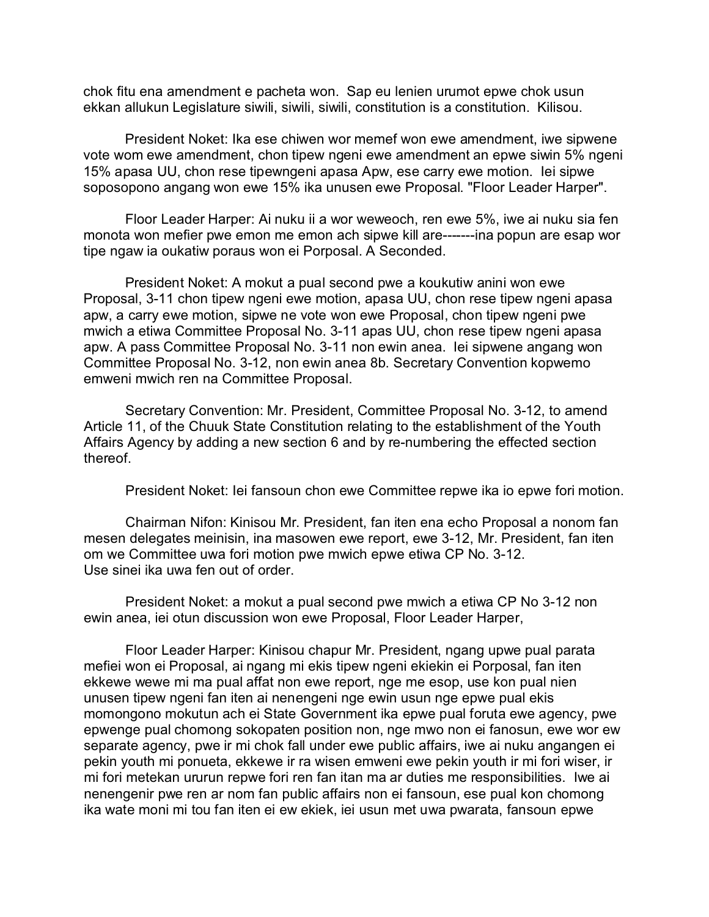chok fitu ena amendment e pacheta won. Sap eu lenien urumot epwe chok usun ekkan allukun Legislature siwili, siwili, siwili, constitution is a constitution. Kilisou.

President Noket: Ika ese chiwen wor memef won ewe amendment, iwe sipwene vote wom ewe amendment, chon tipew ngeni ewe amendment an epwe siwin 5% ngeni 15% apasa UU, chon rese tipewngeni apasa Apw, ese carry ewe motion. Iei sipwe soposopono angang won ewe 15% ika unusen ewe Proposal. "Floor Leader Harper".

Floor Leader Harper: Ai nuku ii a wor weweoch, ren ewe 5%, iwe ai nuku sia fen monota won mefier pwe emon me emon ach sipwe kill are-------ina popun are esap wor tipe ngaw ia oukatiw poraus won ei Porposal. A Seconded.

President Noket: A mokut a pual second pwe a koukutiw anini won ewe Proposal, 3-11 chon tipew ngeni ewe motion, apasa UU, chon rese tipew ngeni apasa apw, a carry ewe motion, sipwe ne vote won ewe Proposal, chon tipew ngeni pwe mwich a etiwa Committee Proposal No. 3-11 apas UU, chon rese tipew ngeni apasa apw. A pass Committee Proposal No. 3-11 non ewin anea. Iei sipwene angang won Committee Proposal No. 3-12, non ewin anea 8b. Secretary Convention kopwemo emweni mwich ren na Committee Proposal.

Secretary Convention: Mr. President, Committee Proposal No. 3-12, to amend Article 11, of the Chuuk State Constitution relating to the establishment of the Youth Affairs Agency by adding a new section 6 and by re-numbering the effected section thereof.

President Noket: Iei fansoun chon ewe Committee repwe ika io epwe fori motion.

Chairman Nifon: Kinisou Mr. President, fan iten ena echo Proposal a nonom fan mesen delegates meinisin, ina masowen ewe report, ewe 3-12, Mr. President, fan iten om we Committee uwa fori motion pwe mwich epwe etiwa CP No. 3-12.
Use sinei ika uwa fen out of order.

President Noket: a mokut a pual second pwe mwich a etiwa CP No 3-12 non ewin anea, iei otun discussion won ewe Proposal, Floor Leader Harper,

Floor Leader Harper: Kinisou chapur Mr. President, ngang upwe pual parata mefiei won ei Proposal, ai ngang mi ekis tipew ngeni ekiekin ei Porposal, fan iten ekkewe wewe mi ma pual affat non ewe report, nge me esop, use kon pual nien unusen tipew ngeni fan iten ai nenengeni nge ewin usun nge epwe pual ekis momongono mokutun ach ei State Government ika epwe pual foruta ewe agency, pwe epwenge pual chomong sokopaten position non, nge mwo non ei fanosun, ewe wor ew separate agency, pwe ir mi chok fall under ewe public affairs, iwe ai nuku angangen ei pekin youth mi ponueta, ekkewe ir ra wisen emweni ewe pekin youth ir mi fori wiser, ir mi fori metekan ururun repwe fori ren fan itan ma ar duties me responsibilities. Iwe ai nenengenir pwe ren ar nom fan public affairs non ei fansoun, ese pual kon chomong ika wate moni mi tou fan iten ei ew ekiek, iei usun met uwa pwarata, fansoun epwe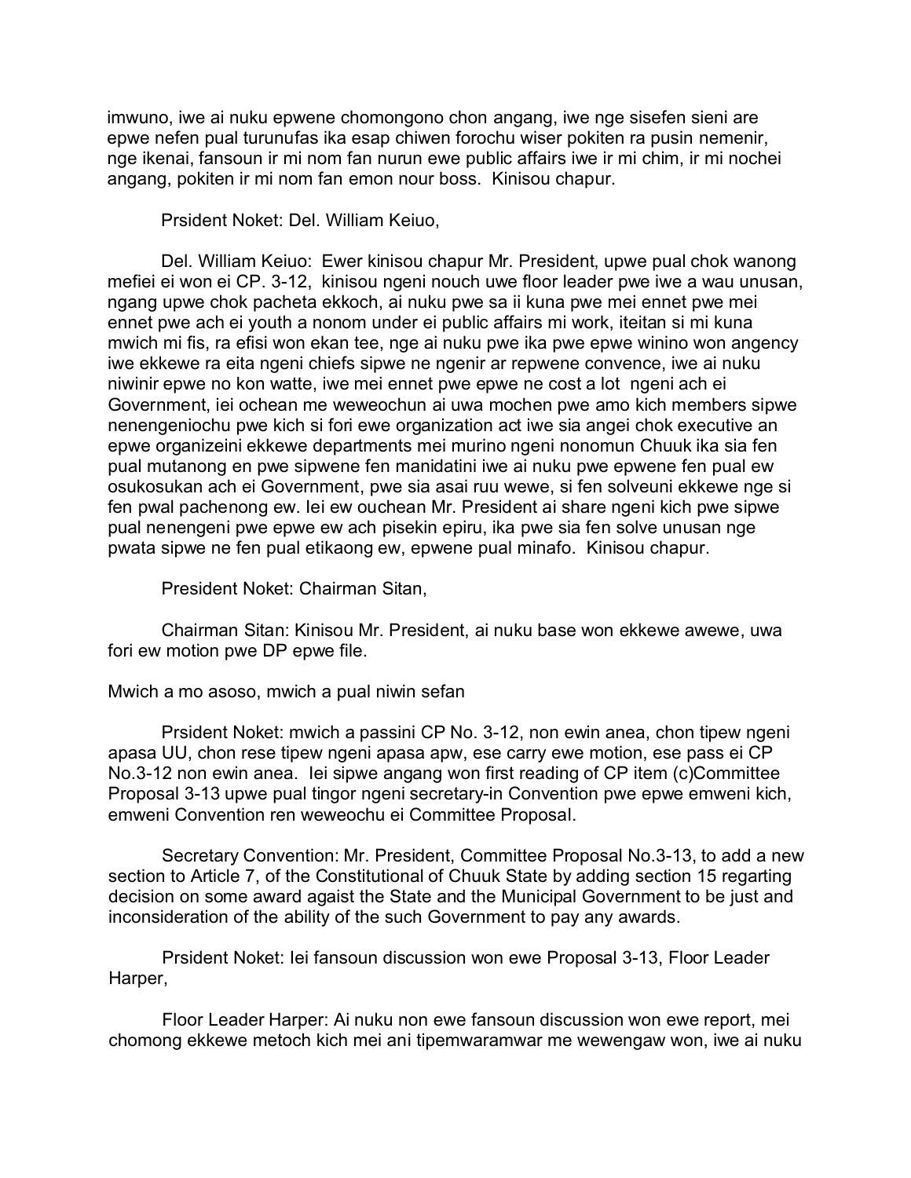imwuno, iwe ai nuku epwene chomongono chon angang, iwe nge sisefen sieni are epwe nefen pual turunufas ika esap chiwen forochu wiser pokiten ra pusin nemenir, nge ikenai, fansoun ir mi nom fan nurun ewe public affairs iwe ir mi chim, ir mi nochei angang, pokiten ir mi nom fan emon nour boss. Kinisou chapur.

Prsident Noket: Del. William Keiuo,

Del. William Keiuo: Ewer kinisou chapur Mr. President, upwe pual chok wanong mefiei ei won ei CP. 3-12, kinisou ngeni nouch uwe floor leader pwe iwe a wau unusan, ngang upwe chok pacheta ekkoch, ai nuku pwe sa ii kuna pwe mei ennet pwe mei ennet pwe ach ei youth a nonom under ei public affairs mi work, iteitan si mi kuna mwich mi fis, ra efisi won ekan tee, nge ai nuku pwe ika pwe epwe winino won angency iwe ekkewe ra eita ngeni chiefs sipwe ne ngenir ar repwene convence, iwe ai nuku niwinir epwe no kon watte, iwe mei ennet pwe epwe ne cost a lot ngeni ach ei Government, iei ochean me weweochun ai uwa mochen pwe amo kich members sipwe nenengeniochu pwe kich si fori ewe organization act iwe sia angei chok executive an epwe organizeini ekkewe departments mei murino ngeni nonomun Chuuk ika sia fen pual mutanong en pwe sipwene fen manidatini iwe ai nuku pwe epwene fen pual ew osukosukan ach ei Government, pwe sia asai ruu wewe, si fen solveuni ekkewe nge si fen pwal pachenong ew. Iei ew ouchean Mr. President ai share ngeni kich pwe sipwe pual nenengeni pwe epwe ew ach pisekin epiru, ika pwe sia fen solve unusan nge pwata sipwe ne fen pual etikaong ew, epwene pual minafo. Kinisou chapur.

President Noket: Chairman Sitan,

Chairman Sitan: Kinisou Mr. President, ai nuku base won ekkewe awewe, uwa fori ew motion pwe DP epwe file.

Mwich a mo asoso, mwich a pual niwin sefan

Prsident Noket: mwich a passini CP No. 3-12, non ewin anea, chon tipew ngeni apasa UU, chon rese tipew ngeni apasa apw, ese carry ewe motion, ese pass ei CP No.3-12 non ewin anea. Iei sipwe angang won first reading of CP item (c)Committee Proposal 3-13 upwe pual tingor ngeni secretary-in Convention pwe epwe emweni kich, emweni Convention ren weweochu ei Committee Proposal.

Secretary Convention: Mr. President, Committee Proposal No.3-13, to add a new section to Article 7, of the Constitutional of Chuuk State by adding section 15 regarting decision on some award agaist the State and the Municipal Government to be just and inconsideration of the ability of the such Government to pay any awards.

Prsident Noket: Iei fansoun discussion won ewe Proposal 3-13, Floor Leader Harper,

Floor Leader Harper: Ai nuku non ewe fansoun discussion won ewe report, mei chomong ekkewe metoch kich mei ani tipemwaramwar me wewengaw won, iwe ai nuku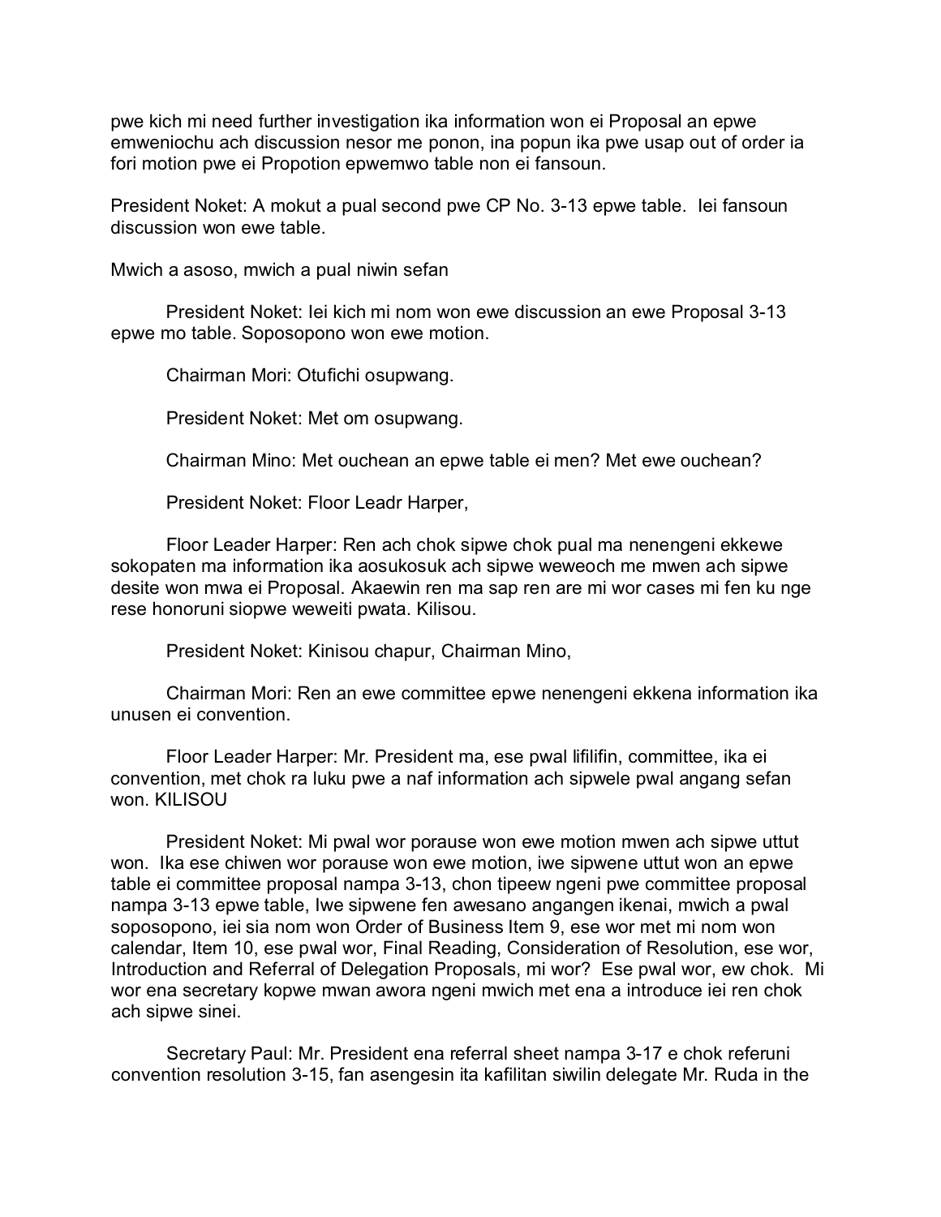pwe kich mi need further investigation ika information won ei Proposal an epwe emweniochu ach discussion nesor me ponon, ina popun ika pwe usap out of order ia fori motion pwe ei Propotion epwemwo table non ei fansoun.

President Noket: A mokut a pual second pwe CP No. 3-13 epwe table. Iei fansoun discussion won ewe table.

Mwich a asoso, mwich a pual niwin sefan

President Noket: Iei kich mi nom won ewe discussion an ewe Proposal 3-13 epwe mo table. Soposopono won ewe motion.

Chairman Mori: Otufichi osupwang.

President Noket: Met om osupwang.

Chairman Mino: Met ouchean an epwe table ei men? Met ewe ouchean?

President Noket: Floor Leadr Harper,

Floor Leader Harper: Ren ach chok sipwe chok pual ma nenengeni ekkewe sokopaten ma information ika aosukosuk ach sipwe weweoch me mwen ach sipwe desite won mwa ei Proposal. Akaewin ren ma sap ren are mi wor cases mi fen ku nge rese honoruni siopwe weweiti pwata. Kilisou.

President Noket: Kinisou chapur, Chairman Mino,

Chairman Mori: Ren an ewe committee epwe nenengeni ekkena information ika unusen ei convention.

Floor Leader Harper: Mr. President ma, ese pwal lifilifin, committee, ika ei convention, met chok ra luku pwe a naf information ach sipwele pwal angang sefan won. KILISOU

President Noket: Mi pwal wor porause won ewe motion mwen ach sipwe uttut won. Ika ese chiwen wor porause won ewe motion, iwe sipwene uttut won an epwe table ei committee proposal nampa 3-13, chon tipeew ngeni pwe committee proposal nampa 3-13 epwe table, Iwe sipwene fen awesano angangen ikenai, mwich a pwal soposopono, iei sia nom won Order of Business Item 9, ese wor met mi nom won calendar, Item 10, ese pwal wor, Final Reading, Consideration of Resolution, ese wor, Introduction and Referral of Delegation Proposals, mi wor? Ese pwal wor, ew chok. Mi wor ena secretary kopwe mwan awora ngeni mwich met ena a introduce iei ren chok ach sipwe sinei.

Secretary Paul: Mr. President ena referral sheet nampa 3-17 e chok referuni convention resolution 3-15, fan asengesin ita kafilitan siwilin delegate Mr. Ruda in the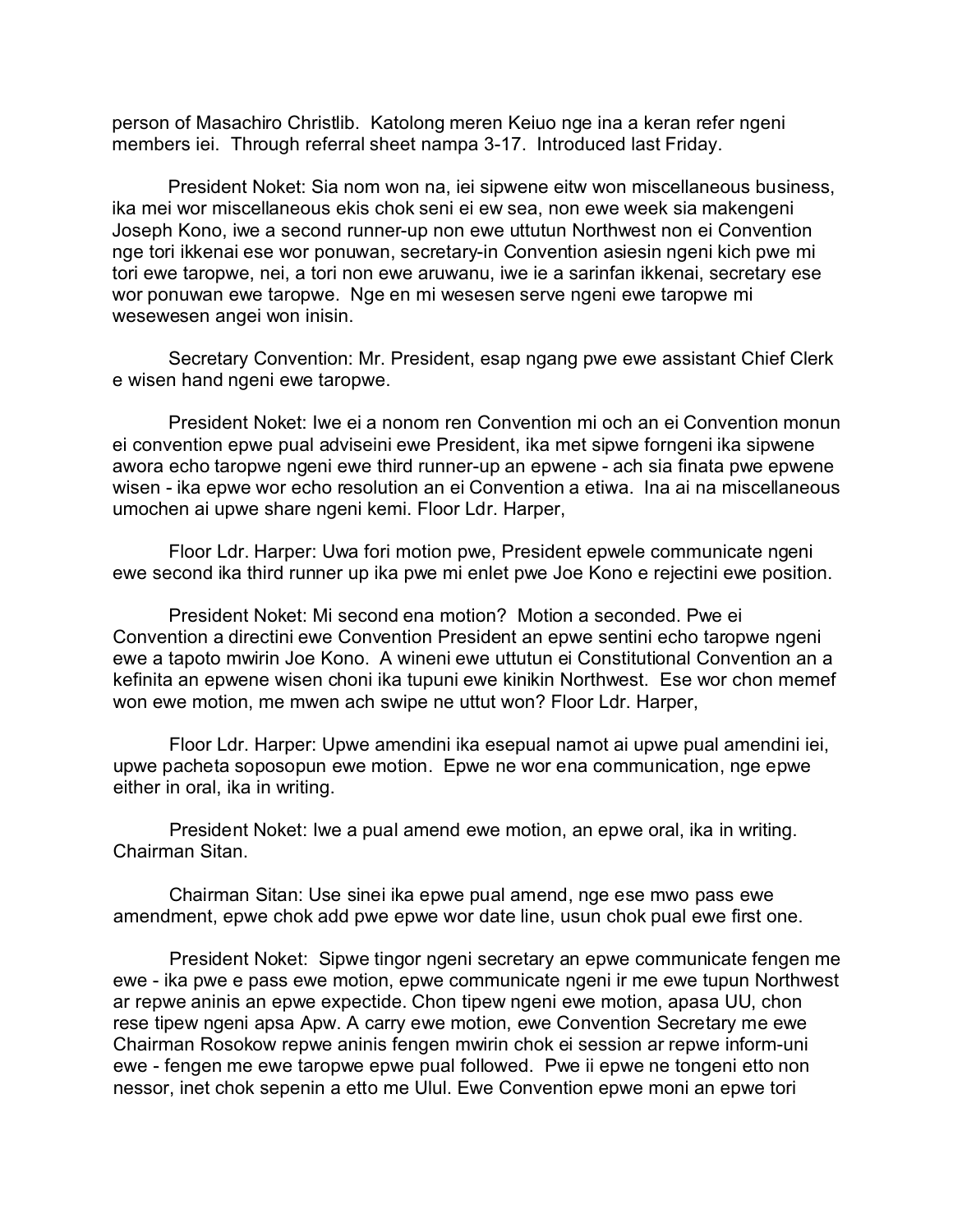person of Masachiro Christlib. Katolong meren Keiuo nge ina a keran refer ngeni members iei. Through referral sheet nampa 3-17. Introduced last Friday.

President Noket: Sia nom won na, iei sipwene eitw won miscellaneous business, ika mei wor miscellaneous ekis chok seni ei ew sea, non ewe week sia makengeni Joseph Kono, iwe a second runner-up non ewe uttutun Northwest non ei Convention nge tori ikkenai ese wor ponuwan, secretary-in Convention asiesin ngeni kich pwe mi tori ewe taropwe, nei, a tori non ewe aruwanu, iwe ie a sarinfan ikkenai, secretary ese wor ponuwan ewe taropwe. Nge en mi wesesen serve ngeni ewe taropwe mi wesewesen angei won inisin.

Secretary Convention: Mr. President, esap ngang pwe ewe assistant Chief Clerk e wisen hand ngeni ewe taropwe.

President Noket: Iwe ei a nonom ren Convention mi och an ei Convention monun ei convention epwe pual adviseini ewe President, ika met sipwe forngeni ika sipwene awora echo taropwe ngeni ewe third runner-up an epwene - ach sia finata pwe epwene wisen - ika epwe wor echo resolution an ei Convention a etiwa. Ina ai na miscellaneous umochen ai upwe share ngeni kemi. Floor Ldr. Harper,

Floor Ldr. Harper: Uwa fori motion pwe, President epwele communicate ngeni ewe second ika third runner up ika pwe mi enlet pwe Joe Kono e rejectini ewe position.

President Noket: Mi second ena motion? Motion a seconded. Pwe ei Convention a directini ewe Convention President an epwe sentini echo taropwe ngeni ewe a tapoto mwirin Joe Kono. A wineni ewe uttutun ei Constitutional Convention an a kefinita an epwene wisen choni ika tupuni ewe kinikin Northwest. Ese wor chon memef won ewe motion, me mwen ach swipe ne uttut won? Floor Ldr. Harper,

Floor Ldr. Harper: Upwe amendini ika esepual namot ai upwe pual amendini iei, upwe pacheta soposopun ewe motion. Epwe ne wor ena communication, nge epwe either in oral, ika in writing.

President Noket: Iwe a pual amend ewe motion, an epwe oral, ika in writing. Chairman Sitan.

Chairman Sitan: Use sinei ika epwe pual amend, nge ese mwo pass ewe amendment, epwe chok add pwe epwe wor date line, usun chok pual ewe first one.

President Noket: Sipwe tingor ngeni secretary an epwe communicate fengen me ewe - ika pwe e pass ewe motion, epwe communicate ngeni ir me ewe tupun Northwest ar repwe aninis an epwe expectide. Chon tipew ngeni ewe motion, apasa UU, chon rese tipew ngeni apsa Apw. A carry ewe motion, ewe Convention Secretary me ewe Chairman Rosokow repwe aninis fengen mwirin chok ei session ar repwe inform-uni ewe - fengen me ewe taropwe epwe pual followed. Pwe ii epwe ne tongeni etto non nessor, inet chok sepenin a etto me Ulul. Ewe Convention epwe moni an epwe tori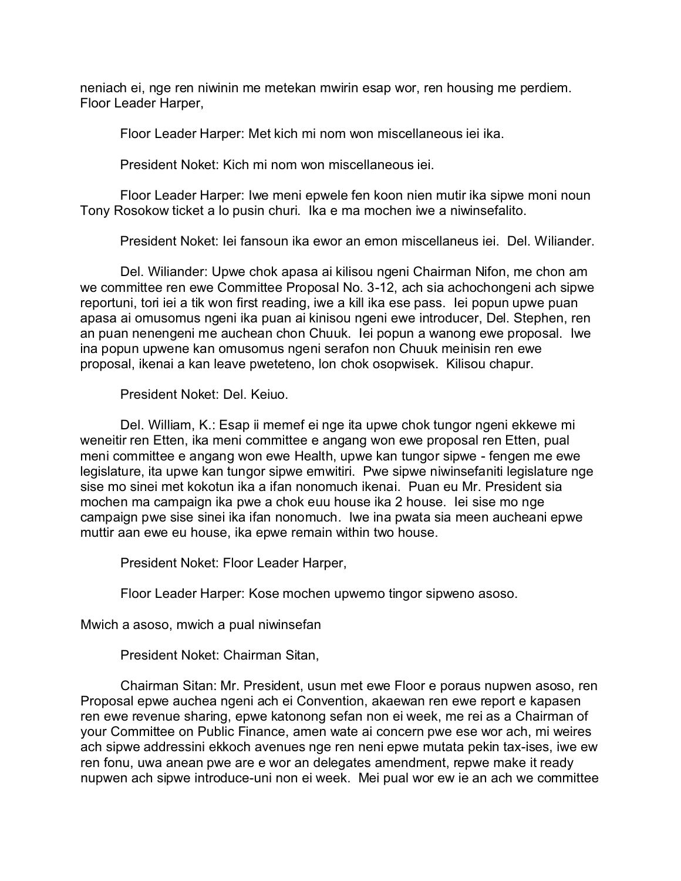neniach ei, nge ren niwinin me metekan mwirin esap wor, ren housing me perdiem. Floor Leader Harper,

Floor Leader Harper: Met kich mi nom won miscellaneous iei ika.

President Noket: Kich mi nom won miscellaneous iei.

Floor Leader Harper: Iwe meni epwele fen koon nien mutir ika sipwe moni noun Tony Rosokow ticket a lo pusin churi. Ika e ma mochen iwe a niwinsefalito.

President Noket: Iei fansoun ika ewor an emon miscellaneus iei. Del. Wiliander.

Del. Wiliander: Upwe chok apasa ai kilisou ngeni Chairman Nifon, me chon am we committee ren ewe Committee Proposal No. 3-12, ach sia achochongeni ach sipwe reportuni, tori iei a tik won first reading, iwe a kill ika ese pass. Iei popun upwe puan apasa ai omusomus ngeni ika puan ai kinisou ngeni ewe introducer, Del. Stephen, ren an puan nenengeni me auchean chon Chuuk. Iei popun a wanong ewe proposal. Iwe ina popun upwene kan omusomus ngeni serafon non Chuuk meinisin ren ewe proposal, ikenai a kan leave pweteteno, lon chok osopwisek. Kilisou chapur.

President Noket: Del. Keiuo.

Del. William, K.: Esap ii memef ei nge ita upwe chok tungor ngeni ekkewe mi weneitir ren Etten, ika meni committee e angang won ewe proposal ren Etten, pual meni committee e angang won ewe Health, upwe kan tungor sipwe - fengen me ewe legislature, ita upwe kan tungor sipwe emwitiri. Pwe sipwe niwinsefaniti legislature nge sise mo sinei met kokotun ika a ifan nonomuch ikenai. Puan eu Mr. President sia mochen ma campaign ika pwe a chok euu house ika 2 house. Iei sise mo nge campaign pwe sise sinei ika ifan nonomuch. Iwe ina pwata sia meen aucheani epwe muttir aan ewe eu house, ika epwe remain within two house.

President Noket: Floor Leader Harper,

Floor Leader Harper: Kose mochen upwemo tingor sipweno asoso.

Mwich a asoso, mwich a pual niwinsefan

President Noket: Chairman Sitan,

Chairman Sitan: Mr. President, usun met ewe Floor e poraus nupwen asoso, ren Proposal epwe auchea ngeni ach ei Convention, akaewan ren ewe report e kapasen ren ewe revenue sharing, epwe katonong sefan non ei week, me rei as a Chairman of your Committee on Public Finance, amen wate ai concern pwe ese wor ach, mi weires ach sipwe addressini ekkoch avenues nge ren neni epwe mutata pekin tax-ises, iwe ew ren fonu, uwa anean pwe are e wor an delegates amendment, repwe make it ready nupwen ach sipwe introduce-uni non ei week. Mei pual wor ew ie an ach we committee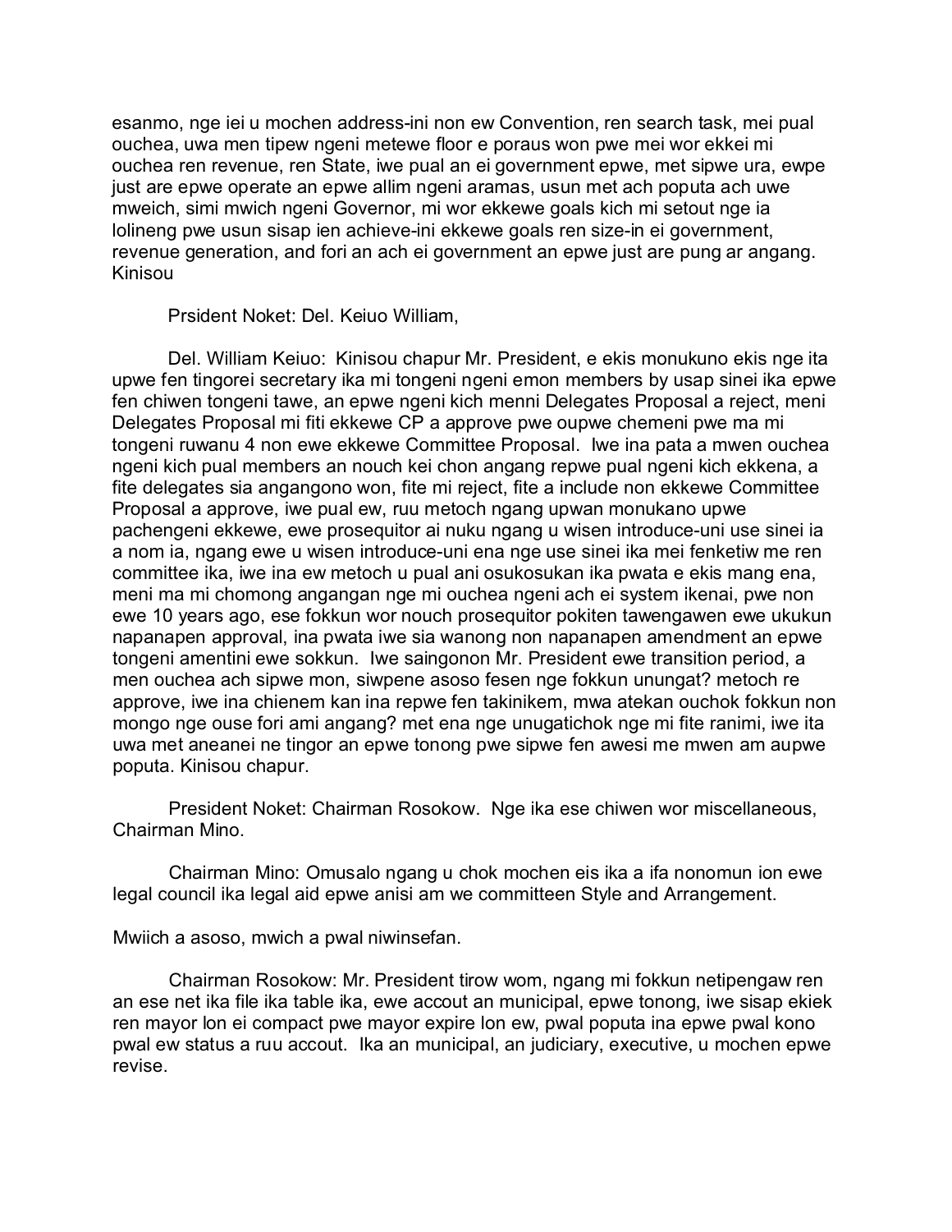esanmo, nge iei u mochen address-ini non ew Convention, ren search task, mei pual ouchea, uwa men tipew ngeni metewe floor e poraus won pwe mei wor ekkei mi ouchea ren revenue, ren State, iwe pual an ei government epwe, met sipwe ura, ewpe just are epwe operate an epwe allim ngeni aramas, usun met ach poputa ach uwe mweich, simi mwich ngeni Governor, mi wor ekkewe goals kich mi setout nge ia lolineng pwe usun sisap ien achieve-ini ekkewe goals ren size-in ei government, revenue generation, and fori an ach ei government an epwe just are pung ar angang. Kinisou

Prsident Noket: Del. Keiuo William,

Del. William Keiuo: Kinisou chapur Mr. President, e ekis monukuno ekis nge ita upwe fen tingorei secretary ika mi tongeni ngeni emon members by usap sinei ika epwe fen chiwen tongeni tawe, an epwe ngeni kich menni Delegates Proposal a reject, meni Delegates Proposal mi fiti ekkewe CP a approve pwe oupwe chemeni pwe ma mi tongeni ruwanu 4 non ewe ekkewe Committee Proposal. Iwe ina pata a mwen ouchea ngeni kich pual members an nouch kei chon angang repwe pual ngeni kich ekkena, a fite delegates sia angangono won, fite mi reject, fite a include non ekkewe Committee Proposal a approve, iwe pual ew, ruu metoch ngang upwan monukano upwe pachengeni ekkewe, ewe prosequitor ai nuku ngang u wisen introduce-uni use sinei ia a nom ia, ngang ewe u wisen introduce-uni ena nge use sinei ika mei fenketiw me ren committee ika, iwe ina ew metoch u pual ani osukosukan ika pwata e ekis mang ena, meni ma mi chomong angangan nge mi ouchea ngeni ach ei system ikenai, pwe non ewe 10 years ago, ese fokkun wor nouch prosequitor pokiten tawengawen ewe ukukun napanapen approval, ina pwata iwe sia wanong non napanapen amendment an epwe tongeni amentini ewe sokkun. Iwe saingonon Mr. President ewe transition period, a men ouchea ach sipwe mon, siwpene asoso fesen nge fokkun unungat? metoch re approve, iwe ina chienem kan ina repwe fen takinikem, mwa atekan ouchok fokkun non mongo nge ouse fori ami angang? met ena nge unugatichok nge mi fite ranimi, iwe ita uwa met aneanei ne tingor an epwe tonong pwe sipwe fen awesi me mwen am aupwe poputa. Kinisou chapur.

President Noket: Chairman Rosokow. Nge ika ese chiwen wor miscellaneous, Chairman Mino.

Chairman Mino: Omusalo ngang u chok mochen eis ika a ifa nonomun ion ewe legal council ika legal aid epwe anisi am we committeen Style and Arrangement.

Mwiich a asoso, mwich a pwal niwinsefan.

Chairman Rosokow: Mr. President tirow wom, ngang mi fokkun netipengaw ren an ese net ika file ika table ika, ewe accout an municipal, epwe tonong, iwe sisap ekiek ren mayor lon ei compact pwe mayor expire lon ew, pwal poputa ina epwe pwal kono pwal ew status a ruu accout. Ika an municipal, an judiciary, executive, u mochen epwe revise.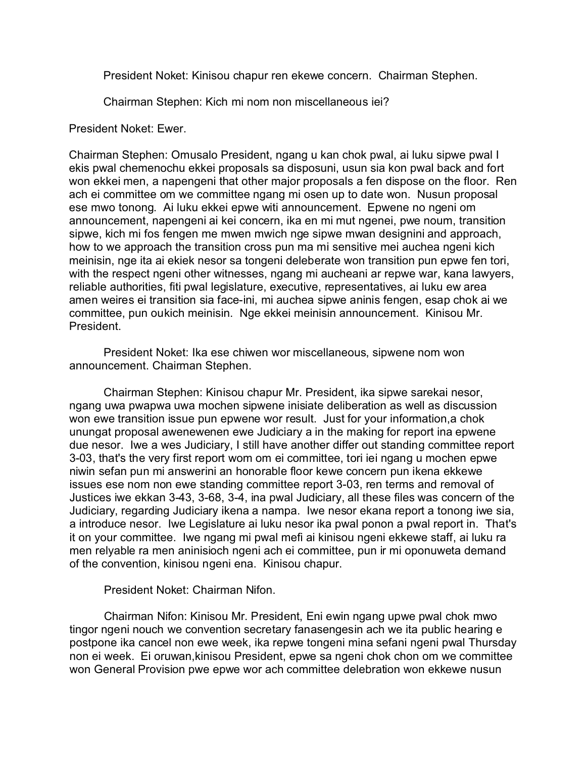President Noket: Kinisou chapur ren ekewe concern. Chairman Stephen.

Chairman Stephen: Kich mi nom non miscellaneous iei?

President Noket: Ewer.

Chairman Stephen: Omusalo President, ngang u kan chok pwal, ai luku sipwe pwal I ekis pwal chemenochu ekkei proposals sa disposuni, usun sia kon pwal back and fort won ekkei men, a napengeni that other major proposals a fen dispose on the floor. Ren ach ei committee om we committee ngang mi osen up to date won. Nusun proposal ese mwo tonong. Ai luku ekkei epwe witi announcement. Epwene no ngeni om announcement, napengeni ai kei concern, ika en mi mut ngenei, pwe noum, transition sipwe, kich mi fos fengen me mwen mwich nge sipwe mwan designini and approach, how to we approach the transition cross pun ma mi sensitive mei auchea ngeni kich meinisin, nge ita ai ekiek nesor sa tongeni deleberate won transition pun epwe fen tori, with the respect ngeni other witnesses, ngang mi aucheani ar repwe war, kana lawyers, reliable authorities, fiti pwal legislature, executive, representatives, ai luku ew area amen weires ei transition sia face-ini, mi auchea sipwe aninis fengen, esap chok ai we committee, pun oukich meinisin. Nge ekkei meinisin announcement. Kinisou Mr. President.

President Noket: Ika ese chiwen wor miscellaneous, sipwene nom won announcement. Chairman Stephen.

Chairman Stephen: Kinisou chapur Mr. President, ika sipwe sarekai nesor, ngang uwa pwapwa uwa mochen sipwene inisiate deliberation as well as discussion won ewe transition issue pun epwene wor result. Just for your information,a chok unungat proposal awenewenen ewe Judiciary a in the making for report ina epwene due nesor. Iwe a wes Judiciary, I still have another differ out standing committee report 3-03, that's the very first report wom om ei committee, tori iei ngang u mochen epwe niwin sefan pun mi answerini an honorable floor kewe concern pun ikena ekkewe issues ese nom non ewe standing committee report 3-03, ren terms and removal of Justices iwe ekkan 3-43, 3-68, 3-4, ina pwal Judiciary, all these files was concern of the Judiciary, regarding Judiciary ikena a nampa. Iwe nesor ekana report a tonong iwe sia, a introduce nesor. Iwe Legislature ai luku nesor ika pwal ponon a pwal report in. That's it on your committee. Iwe ngang mi pwal mefi ai kinisou ngeni ekkewe staff, ai luku ra men relyable ra men aninisioch ngeni ach ei committee, pun ir mi oponuweta demand of the convention, kinisou ngeni ena. Kinisou chapur.

President Noket: Chairman Nifon.

Chairman Nifon: Kinisou Mr. President, Eni ewin ngang upwe pwal chok mwo tingor ngeni nouch we convention secretary fanasengesin ach we ita public hearing e postpone ika cancel non ewe week, ika repwe tongeni mina sefani ngeni pwal Thursday non ei week. Ei oruwan,kinisou President, epwe sa ngeni chok chon om we committee won General Provision pwe epwe wor ach committee delebration won ekkewe nusun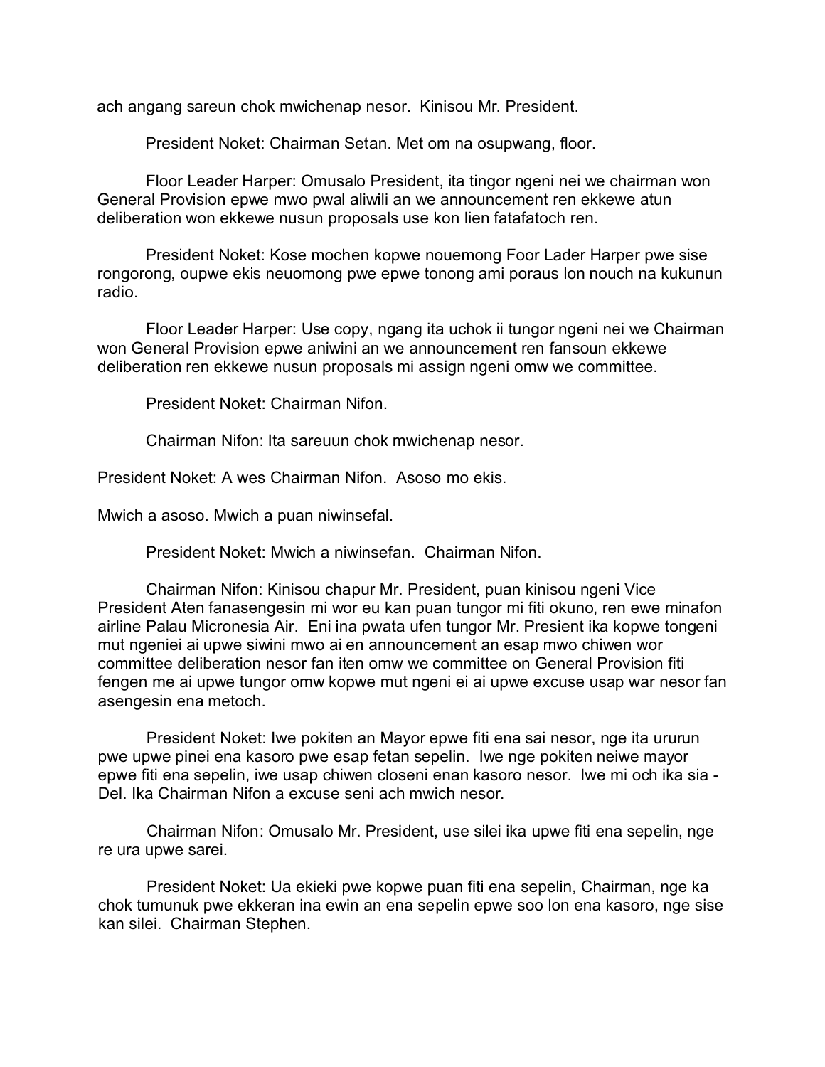ach angang sareun chok mwichenap nesor. Kinisou Mr. President.

President Noket: Chairman Setan. Met om na osupwang, floor.

Floor Leader Harper: Omusalo President, ita tingor ngeni nei we chairman won General Provision epwe mwo pwal aliwili an we announcement ren ekkewe atun deliberation won ekkewe nusun proposals use kon lien fatafatoch ren.

President Noket: Kose mochen kopwe nouemong Foor Lader Harper pwe sise rongorong, oupwe ekis neuomong pwe epwe tonong ami poraus lon nouch na kukunun radio.

Floor Leader Harper: Use copy, ngang ita uchok ii tungor ngeni nei we Chairman won General Provision epwe aniwini an we announcement ren fansoun ekkewe deliberation ren ekkewe nusun proposals mi assign ngeni omw we committee.

President Noket: Chairman Nifon.

Chairman Nifon: Ita sareuun chok mwichenap nesor.

President Noket: A wes Chairman Nifon. Asoso mo ekis.

Mwich a asoso. Mwich a puan niwinsefal.

President Noket: Mwich a niwinsefan. Chairman Nifon.

Chairman Nifon: Kinisou chapur Mr. President, puan kinisou ngeni Vice President Aten fanasengesin mi wor eu kan puan tungor mi fiti okuno, ren ewe minafon airline Palau Micronesia Air. Eni ina pwata ufen tungor Mr. Presient ika kopwe tongeni mut ngeniei ai upwe siwini mwo ai en announcement an esap mwo chiwen wor committee deliberation nesor fan iten omw we committee on General Provision fiti fengen me ai upwe tungor omw kopwe mut ngeni ei ai upwe excuse usap war nesor fan asengesin ena metoch.

President Noket: Iwe pokiten an Mayor epwe fiti ena sai nesor, nge ita ururun pwe upwe pinei ena kasoro pwe esap fetan sepelin. Iwe nge pokiten neiwe mayor epwe fiti ena sepelin, iwe usap chiwen closeni enan kasoro nesor. Iwe mi och ika sia - Del. Ika Chairman Nifon a excuse seni ach mwich nesor.

Chairman Nifon: Omusalo Mr. President, use silei ika upwe fiti ena sepelin, nge re ura upwe sarei.

President Noket: Ua ekieki pwe kopwe puan fiti ena sepelin, Chairman, nge ka chok tumunuk pwe ekkeran ina ewin an ena sepelin epwe soo lon ena kasoro, nge sise kan silei. Chairman Stephen.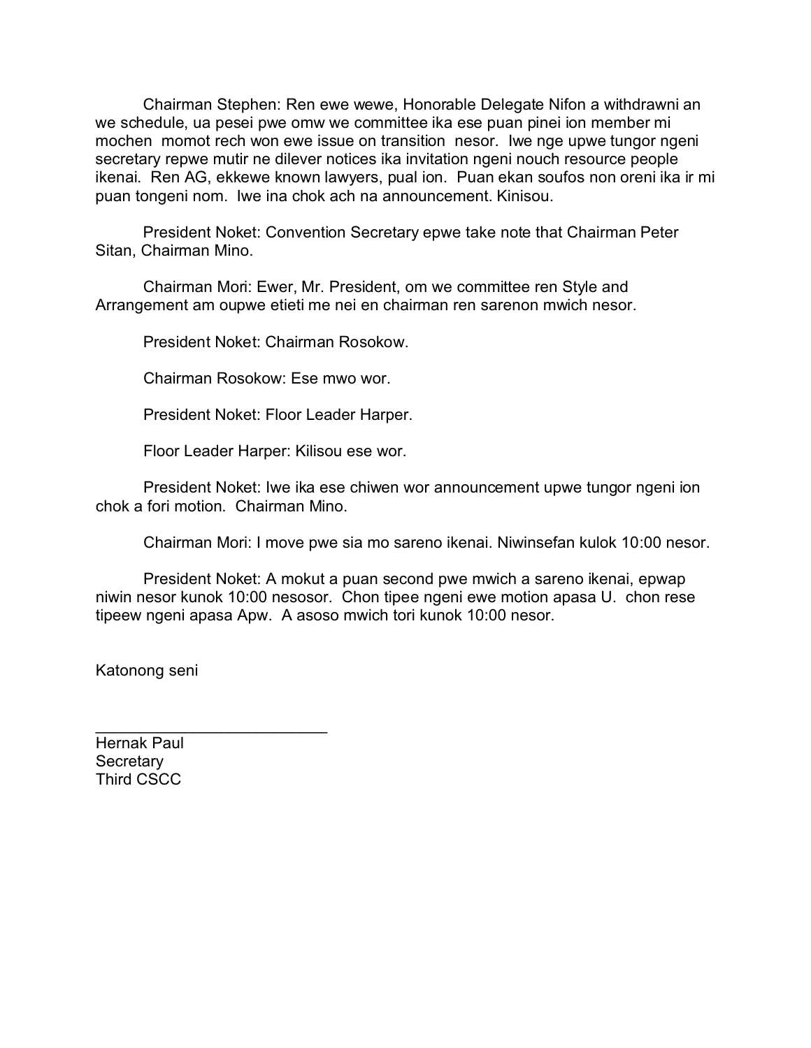Chairman Stephen: Ren ewe wewe, Honorable Delegate Nifon a withdrawni an we schedule, ua pesei pwe omw we committee ika ese puan pinei ion member mi mochen momot rech won ewe issue on transition nesor. Iwe nge upwe tungor ngeni secretary repwe mutir ne dilever notices ika invitation ngeni nouch resource people ikenai. Ren AG, ekkewe known lawyers, pual ion. Puan ekan soufos non oreni ika ir mi puan tongeni nom. Iwe ina chok ach na announcement. Kinisou.

President Noket: Convention Secretary epwe take note that Chairman Peter Sitan, Chairman Mino.

Chairman Mori: Ewer, Mr. President, om we committee ren Style and Arrangement am oupwe etieti me nei en chairman ren sarenon mwich nesor.

President Noket: Chairman Rosokow.

Chairman Rosokow: Ese mwo wor.

President Noket: Floor Leader Harper.

Floor Leader Harper: Kilisou ese wor.

President Noket: Iwe ika ese chiwen wor announcement upwe tungor ngeni ion chok a fori motion. Chairman Mino.

Chairman Mori: I move pwe sia mo sareno ikenai. Niwinsefan kulok 10:00 nesor.

President Noket: A mokut a puan second pwe mwich a sareno ikenai, epwap niwin nesor kunok 10:00 nesosor. Chon tipee ngeni ewe motion apasa U. chon rese tipeew ngeni apasa Apw. A asoso mwich tori kunok 10:00 nesor.

Katonong seni

\_\_\_\_\_\_\_\_\_\_\_\_\_\_\_\_\_\_\_\_\_\_\_\_\_\_\_

Hernak Paul
Secretary
Third CSCC